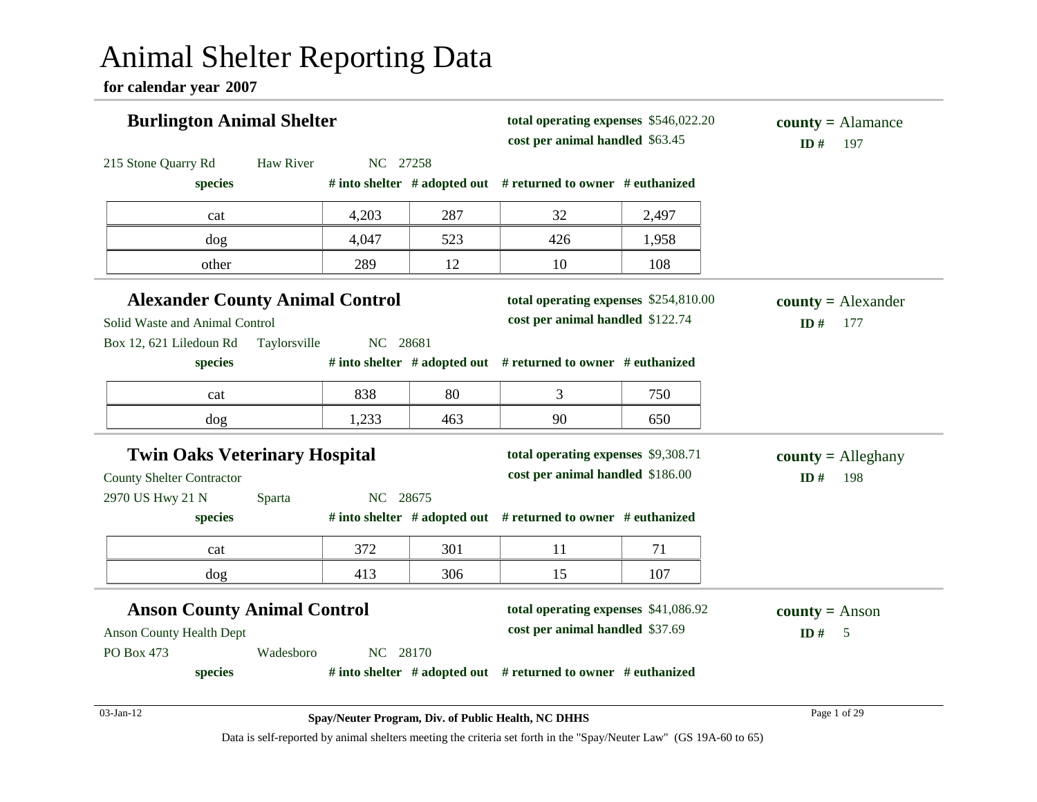# Animal Shelter Reporting Data

**for calendar year 2007**

## Burlington Animal Shelter

**total operating expenses** $546,022.20
**cost per animal handled** $63.45

**county =** Alamance
**ID #** 197

215 Stone Quarry Rd Haw River NC 27258

| species | # into shelter | # adopted out | # returned to owner | # euthanized |
|---|---|---|---|---|
| cat | 4,203 | 287 | 32 | 2,497 |
| dog | 4,047 | 523 | 426 | 1,958 |
| other | 289 | 12 | 10 | 108 |

## Alexander County Animal Control

**total operating expenses** $254,810.00
**cost per animal handled** $122.74

**county =** Alexander
**ID #** 177

Solid Waste and Animal Control
Box 12, 621 Liledoun Rd Taylorsville NC 28681

| species | # into shelter | # adopted out | # returned to owner | # euthanized |
|---|---|---|---|---|
| cat | 838 | 80 | 3 | 750 |
| dog | 1,233 | 463 | 90 | 650 |

## Twin Oaks Veterinary Hospital

**total operating expenses** $9,308.71
**cost per animal handled** $186.00

**county =** Alleghany
**ID #** 198

County Shelter Contractor
2970 US Hwy 21 N Sparta NC 28675

| species | # into shelter | # adopted out | # returned to owner | # euthanized |
|---|---|---|---|---|
| cat | 372 | 301 | 11 | 71 |
| dog | 413 | 306 | 15 | 107 |

## Anson County Animal Control

**total operating expenses** $41,086.92
**cost per animal handled** $37.69

**county =** Anson
**ID #** 5

Anson County Health Dept
PO Box 473 Wadesboro NC 28170

| species | # into shelter | # adopted out | # returned to owner | # euthanized |
|---|---|---|---|---|

03-Jan-12

**Spay/Neuter Program, Div. of Public Health, NC DHHS**

Data is self-reported by animal shelters meeting the criteria set forth in the "Spay/Neuter Law" (GS 19A-60 to 65)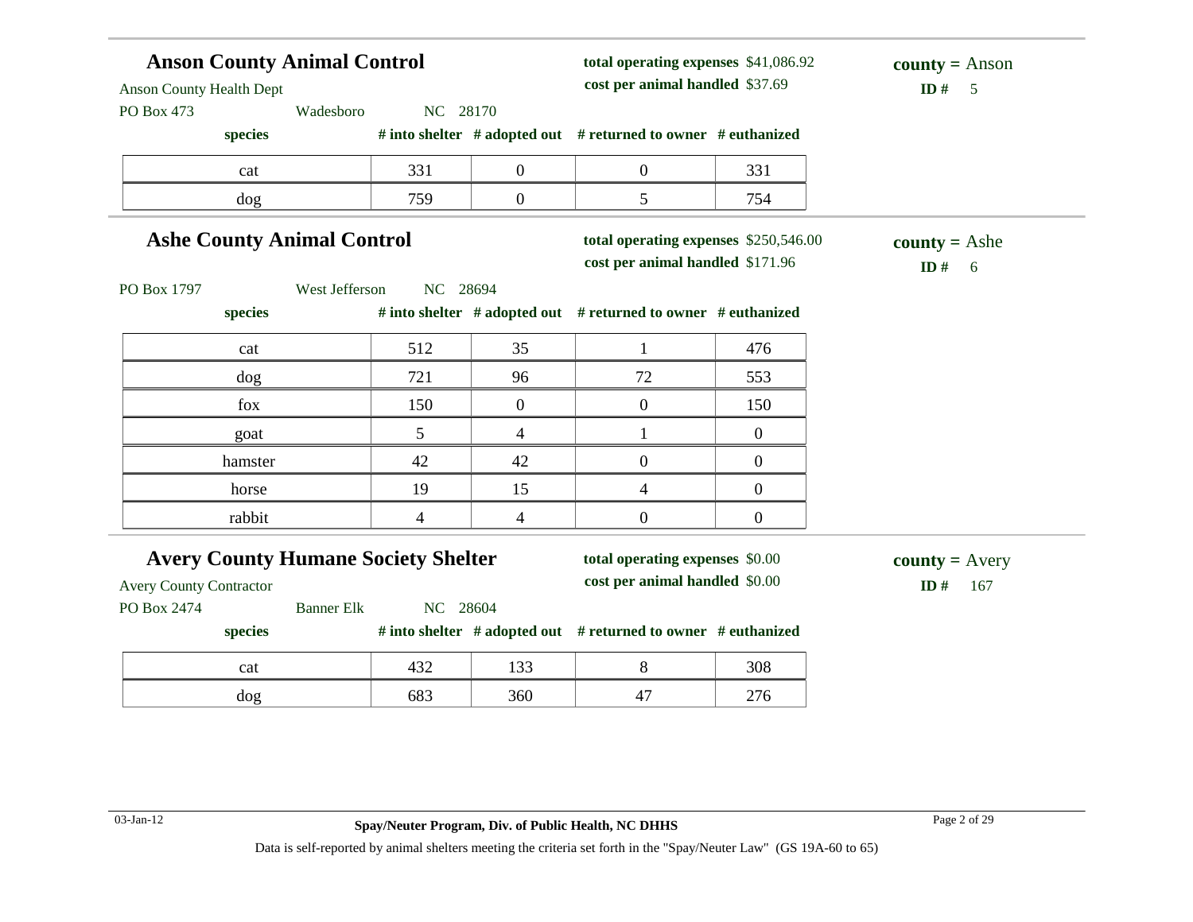## Anson County Animal Control

Anson County Health Dept
PO Box 473 Wadesboro NC 28170

**total operating expenses** $41,086.92
**cost per animal handled** $37.69

**county =** Anson
**ID #** 5

| species | # into shelter | # adopted out | # returned to owner | # euthanized |
|---|---|---|---|---|
| cat | 331 | 0 | 0 | 331 |
| dog | 759 | 0 | 5 | 754 |

## Ashe County Animal Control

PO Box 1797 West Jefferson NC 28694

**total operating expenses** $250,546.00
**cost per animal handled** $171.96

**county =** Ashe
**ID #** 6

| species | # into shelter | # adopted out | # returned to owner | # euthanized |
|---|---|---|---|---|
| cat | 512 | 35 | 1 | 476 |
| dog | 721 | 96 | 72 | 553 |
| fox | 150 | 0 | 0 | 150 |
| goat | 5 | 4 | 1 | 0 |
| hamster | 42 | 42 | 0 | 0 |
| horse | 19 | 15 | 4 | 0 |
| rabbit | 4 | 4 | 0 | 0 |

## Avery County Humane Society Shelter

Avery County Contractor
PO Box 2474 Banner Elk NC 28604

**total operating expenses** $0.00
**cost per animal handled** $0.00

**county =** Avery
**ID #** 167

| species | # into shelter | # adopted out | # returned to owner | # euthanized |
|---|---|---|---|---|
| cat | 432 | 133 | 8 | 308 |
| dog | 683 | 360 | 47 | 276 |

Data is self-reported by animal shelters meeting the criteria set forth in the "Spay/Neuter Law" (GS 19A-60 to 65)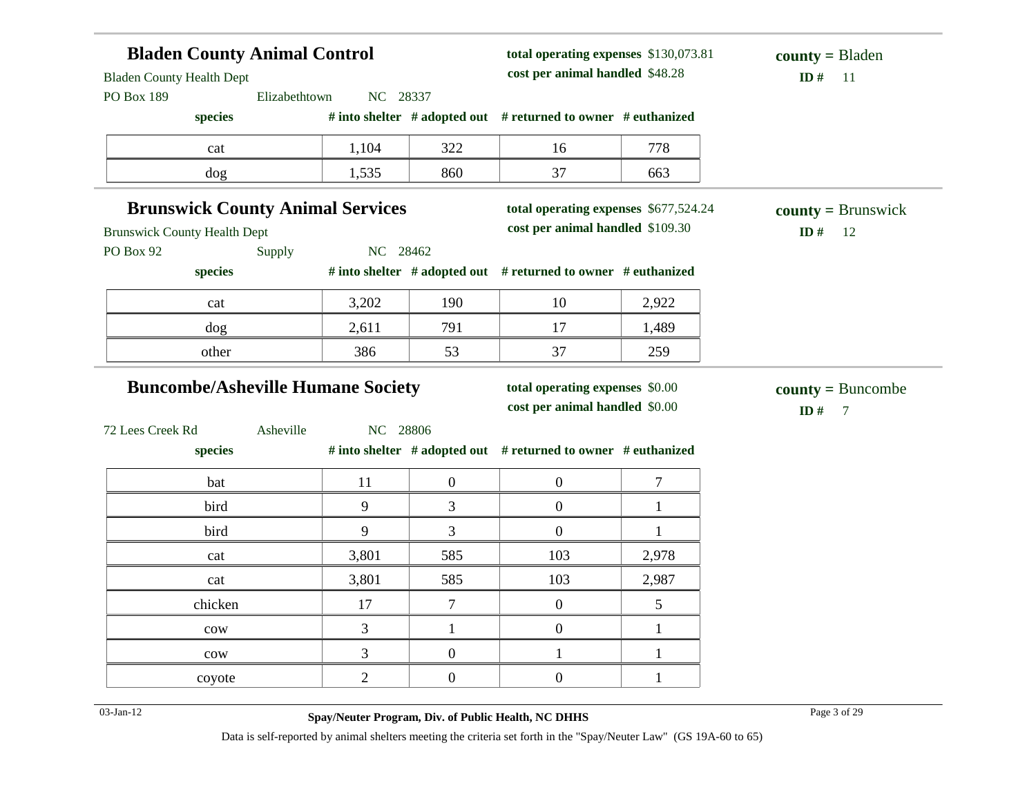## Bladen County Animal Control

**total operating expenses** $130,073.81
**cost per animal handled** $48.28

**county =** Bladen
**ID #** 11

Bladen County Health Dept
PO Box 189 Elizabethtown NC 28337

| species | # into shelter | # adopted out | # returned to owner | # euthanized |
|---|---|---|---|---|
| cat | 1,104 | 322 | 16 | 778 |
| dog | 1,535 | 860 | 37 | 663 |

## Brunswick County Animal Services

**total operating expenses** $677,524.24
**cost per animal handled** $109.30

**county =** Brunswick
**ID #** 12

Brunswick County Health Dept
PO Box 92 Supply NC 28462

| species | # into shelter | # adopted out | # returned to owner | # euthanized |
|---|---|---|---|---|
| cat | 3,202 | 190 | 10 | 2,922 |
| dog | 2,611 | 791 | 17 | 1,489 |
| other | 386 | 53 | 37 | 259 |

## Buncombe/Asheville Humane Society

**total operating expenses** $0.00
**cost per animal handled** $0.00

**county =** Buncombe
**ID #** 7

72 Lees Creek Rd Asheville NC 28806

| species | # into shelter | # adopted out | # returned to owner | # euthanized |
|---|---|---|---|---|
| bat | 11 | 0 | 0 | 7 |
| bird | 9 | 3 | 0 | 1 |
| bird | 9 | 3 | 0 | 1 |
| cat | 3,801 | 585 | 103 | 2,978 |
| cat | 3,801 | 585 | 103 | 2,987 |
| chicken | 17 | 7 | 0 | 5 |
| cow | 3 | 1 | 0 | 1 |
| cow | 3 | 0 | 1 | 1 |
| coyote | 2 | 0 | 0 | 1 |

03-Jan-12

**Spay/Neuter Program, Div. of Public Health, NC DHHS**

Data is self-reported by animal shelters meeting the criteria set forth in the "Spay/Neuter Law" (GS 19A-60 to 65)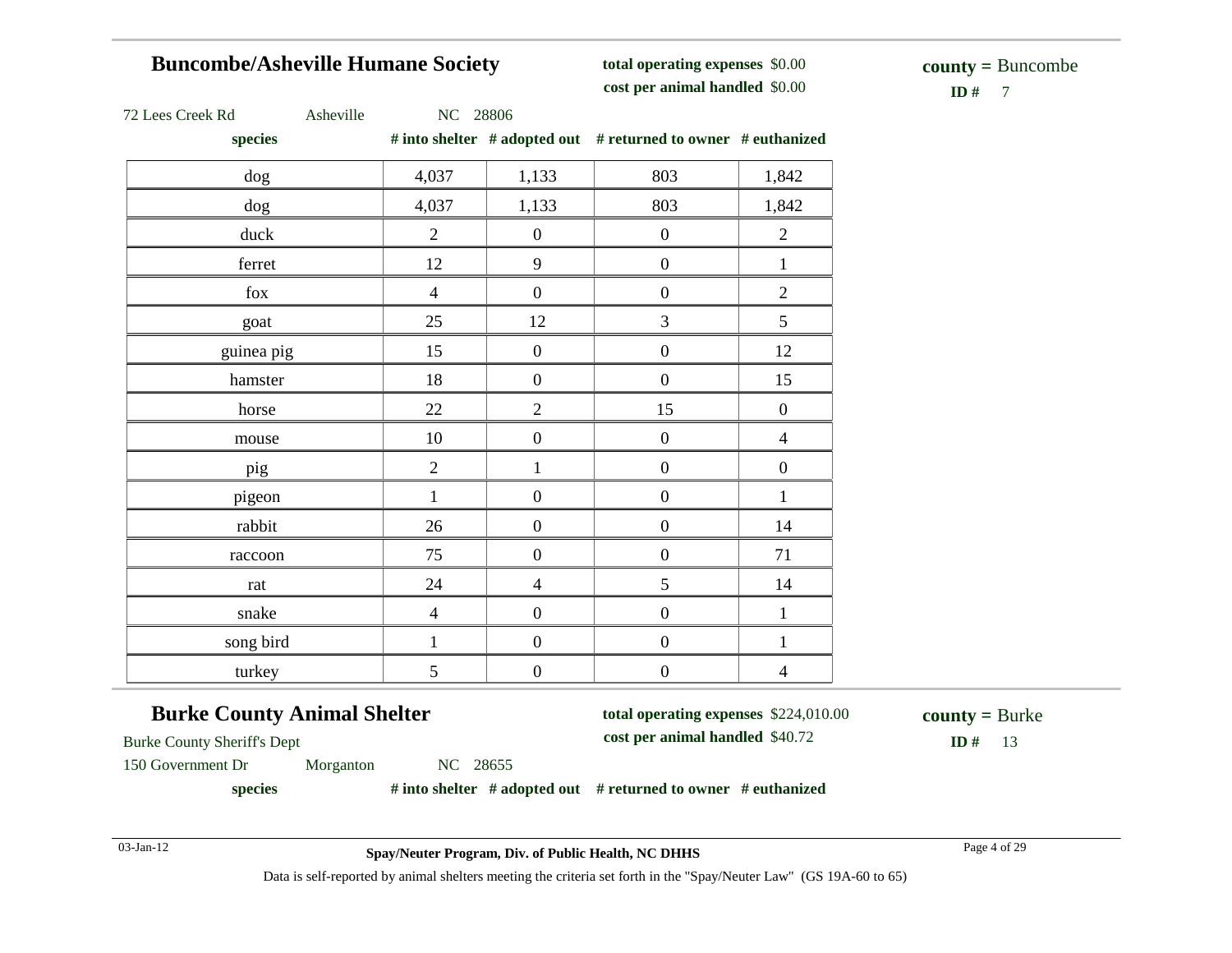## Buncombe/Asheville Humane Society

**total operating expenses** $0.00
**cost per animal handled** $0.00

**county =** Buncombe
**ID #** 7

72 Lees Creek Rd Asheville NC 28806

| species | # into shelter | # adopted out | # returned to owner | # euthanized |
|---|---|---|---|---|
| dog | 4,037 | 1,133 | 803 | 1,842 |
| dog | 4,037 | 1,133 | 803 | 1,842 |
| duck | 2 | 0 | 0 | 2 |
| ferret | 12 | 9 | 0 | 1 |
| fox | 4 | 0 | 0 | 2 |
| goat | 25 | 12 | 3 | 5 |
| guinea pig | 15 | 0 | 0 | 12 |
| hamster | 18 | 0 | 0 | 15 |
| horse | 22 | 2 | 15 | 0 |
| mouse | 10 | 0 | 0 | 4 |
| pig | 2 | 1 | 0 | 0 |
| pigeon | 1 | 0 | 0 | 1 |
| rabbit | 26 | 0 | 0 | 14 |
| raccoon | 75 | 0 | 0 | 71 |
| rat | 24 | 4 | 5 | 14 |
| snake | 4 | 0 | 0 | 1 |
| song bird | 1 | 0 | 0 | 1 |
| turkey | 5 | 0 | 0 | 4 |

## Burke County Animal Shelter

**total operating expenses** $224,010.00
**cost per animal handled** $40.72

**county =** Burke
**ID #** 13

Burke County Sheriff's Dept
150 Government Dr Morganton NC 28655

| species | # into shelter | # adopted out | # returned to owner | # euthanized |
|---|---|---|---|---|

**Spay/Neuter Program, Div. of Public Health, NC DHHS**

Data is self-reported by animal shelters meeting the criteria set forth in the "Spay/Neuter Law" (GS 19A-60 to 65)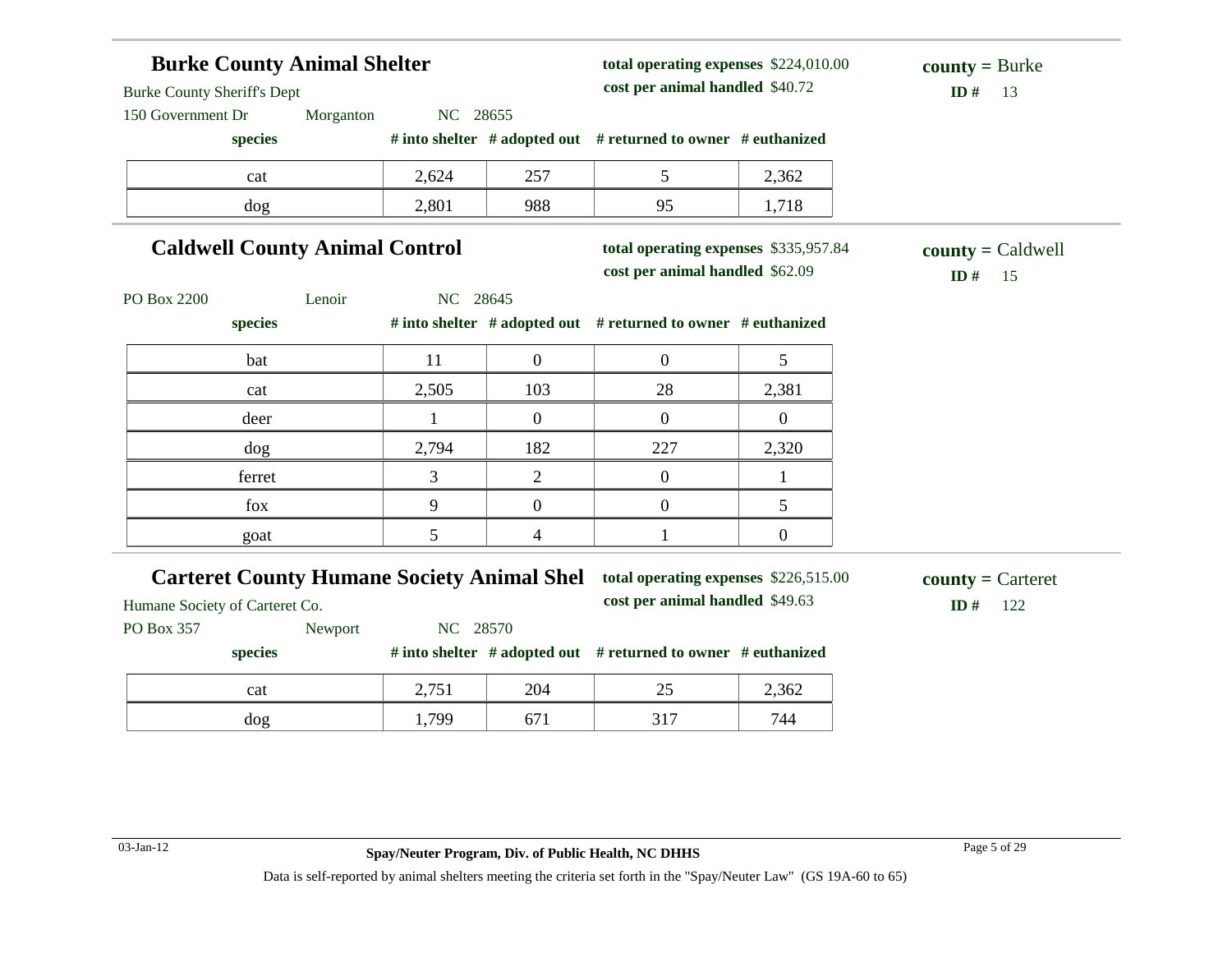## Burke County Animal Shelter

Burke County Sheriff's Dept
150 Government Dr Morganton NC 28655

**total operating expenses** $224,010.00
**cost per animal handled** $40.72

**county =** Burke
**ID #** 13

| species | # into shelter | # adopted out | # returned to owner | # euthanized |
|---|---|---|---|---|
| cat | 2,624 | 257 | 5 | 2,362 |
| dog | 2,801 | 988 | 95 | 1,718 |

## Caldwell County Animal Control

PO Box 2200 Lenoir NC 28645

**total operating expenses** $335,957.84
**cost per animal handled** $62.09

**county =** Caldwell
**ID #** 15

| species | # into shelter | # adopted out | # returned to owner | # euthanized |
|---|---|---|---|---|
| bat | 11 | 0 | 0 | 5 |
| cat | 2,505 | 103 | 28 | 2,381 |
| deer | 1 | 0 | 0 | 0 |
| dog | 2,794 | 182 | 227 | 2,320 |
| ferret | 3 | 2 | 0 | 1 |
| fox | 9 | 0 | 0 | 5 |
| goat | 5 | 4 | 1 | 0 |

## Carteret County Humane Society Animal Shel

Humane Society of Carteret Co.
PO Box 357 Newport NC 28570

**total operating expenses** $226,515.00
**cost per animal handled** $49.63

**county =** Carteret
**ID #** 122

| species | # into shelter | # adopted out | # returned to owner | # euthanized |
|---|---|---|---|---|
| cat | 2,751 | 204 | 25 | 2,362 |
| dog | 1,799 | 671 | 317 | 744 |

03-Jan-12

**Spay/Neuter Program, Div. of Public Health, NC DHHS**

Data is self-reported by animal shelters meeting the criteria set forth in the "Spay/Neuter Law" (GS 19A-60 to 65)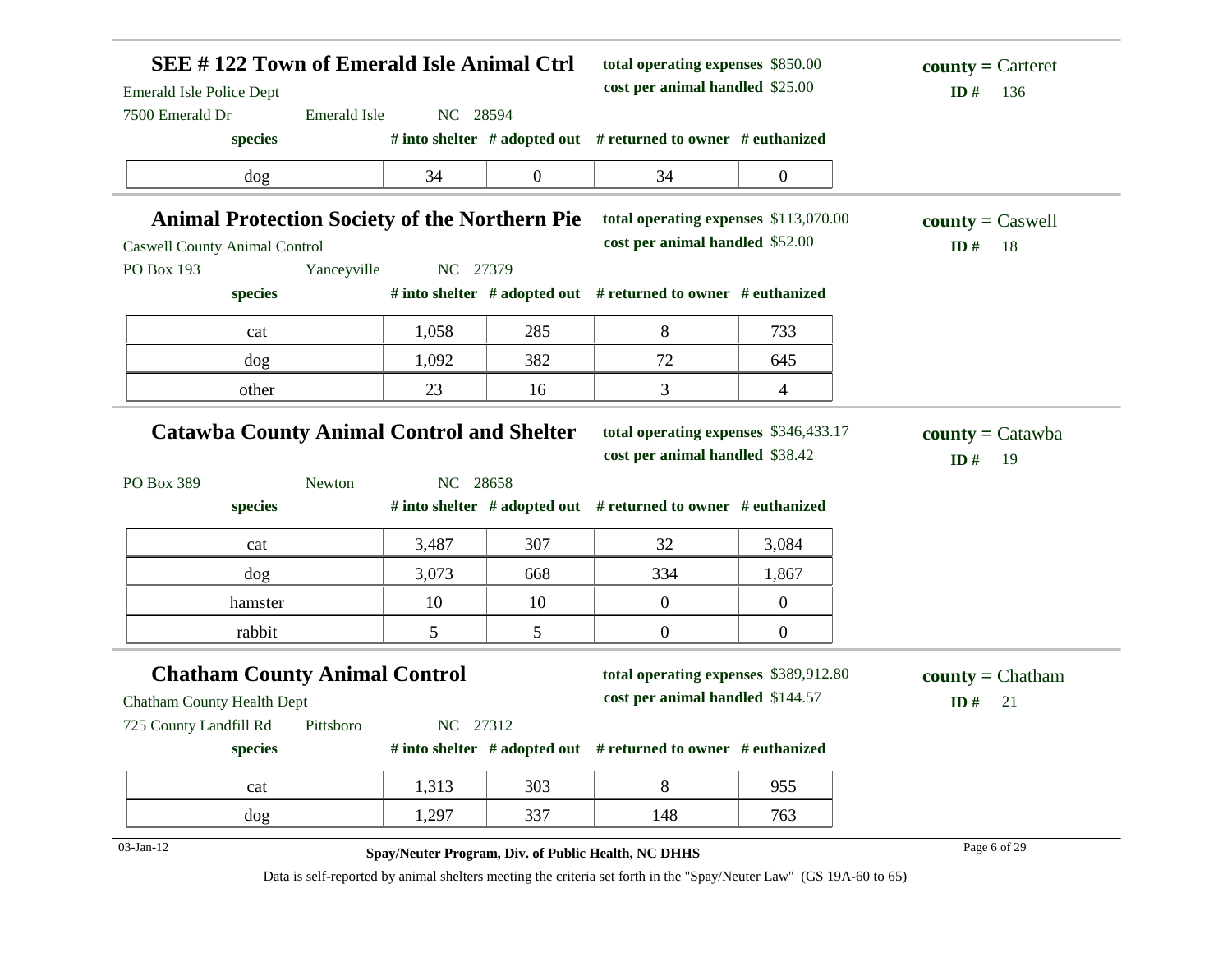## SEE # 122 Town of Emerald Isle Animal Ctrl

**total operating expenses** $850.00
**cost per animal handled** $25.00

**county =** Carteret
**ID #** 136

Emerald Isle Police Dept
7500 Emerald Dr, Emerald Isle, NC 28594

| species | # into shelter | # adopted out | # returned to owner | # euthanized |
|---|---|---|---|---|
| dog | 34 | 0 | 34 | 0 |

## Animal Protection Society of the Northern Pie

**total operating expenses** $113,070.00
**cost per animal handled** $52.00

**county =** Caswell
**ID #** 18

Caswell County Animal Control
PO Box 193, Yanceyville, NC 27379

| species | # into shelter | # adopted out | # returned to owner | # euthanized |
|---|---|---|---|---|
| cat | 1,058 | 285 | 8 | 733 |
| dog | 1,092 | 382 | 72 | 645 |
| other | 23 | 16 | 3 | 4 |

## Catawba County Animal Control and Shelter

**total operating expenses** $346,433.17
**cost per animal handled** $38.42

**county =** Catawba
**ID #** 19

PO Box 389, Newton, NC 28658

| species | # into shelter | # adopted out | # returned to owner | # euthanized |
|---|---|---|---|---|
| cat | 3,487 | 307 | 32 | 3,084 |
| dog | 3,073 | 668 | 334 | 1,867 |
| hamster | 10 | 10 | 0 | 0 |
| rabbit | 5 | 5 | 0 | 0 |

## Chatham County Animal Control

**total operating expenses** $389,912.80
**cost per animal handled** $144.57

**county =** Chatham
**ID #** 21

Chatham County Health Dept
725 County Landfill Rd, Pittsboro, NC 27312

| species | # into shelter | # adopted out | # returned to owner | # euthanized |
|---|---|---|---|---|
| cat | 1,313 | 303 | 8 | 955 |
| dog | 1,297 | 337 | 148 | 763 |

03-Jan-12

**Spay/Neuter Program, Div. of Public Health, NC DHHS**

Data is self-reported by animal shelters meeting the criteria set forth in the "Spay/Neuter Law" (GS 19A-60 to 65)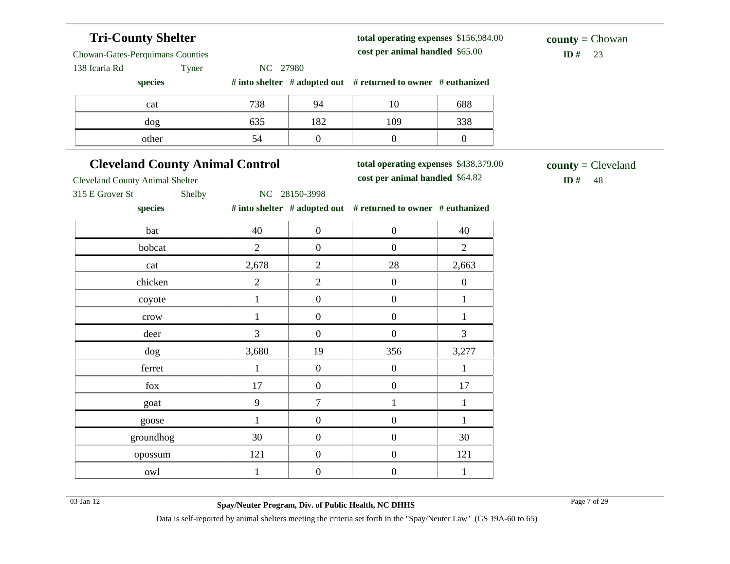## Tri-County Shelter

Chowan-Gates-Perquimans Counties

138 Icaria Rd Tyner NC 27980

**total operating expenses** $156,984.00

**cost per animal handled** $65.00

**county =** Chowan

**ID #** 23

| species | # into shelter | # adopted out | # returned to owner | # euthanized |
|---|---|---|---|---|
| cat | 738 | 94 | 10 | 688 |
| dog | 635 | 182 | 109 | 338 |
| other | 54 | 0 | 0 | 0 |

## Cleveland County Animal Control

Cleveland County Animal Shelter

315 E Grover St Shelby NC 28150-3998

**total operating expenses** $438,379.00

**cost per animal handled** $64.82

**county =** Cleveland

**ID #** 48

| species | # into shelter | # adopted out | # returned to owner | # euthanized |
|---|---|---|---|---|
| bat | 40 | 0 | 0 | 40 |
| bobcat | 2 | 0 | 0 | 2 |
| cat | 2,678 | 2 | 28 | 2,663 |
| chicken | 2 | 2 | 0 | 0 |
| coyote | 1 | 0 | 0 | 1 |
| crow | 1 | 0 | 0 | 1 |
| deer | 3 | 0 | 0 | 3 |
| dog | 3,680 | 19 | 356 | 3,277 |
| ferret | 1 | 0 | 0 | 1 |
| fox | 17 | 0 | 0 | 17 |
| goat | 9 | 7 | 1 | 1 |
| goose | 1 | 0 | 0 | 1 |
| groundhog | 30 | 0 | 0 | 30 |
| opossum | 121 | 0 | 0 | 121 |
| owl | 1 | 0 | 0 | 1 |

03-Jan-12

**Spay/Neuter Program, Div. of Public Health, NC DHHS**

Data is self-reported by animal shelters meeting the criteria set forth in the "Spay/Neuter Law" (GS 19A-60 to 65)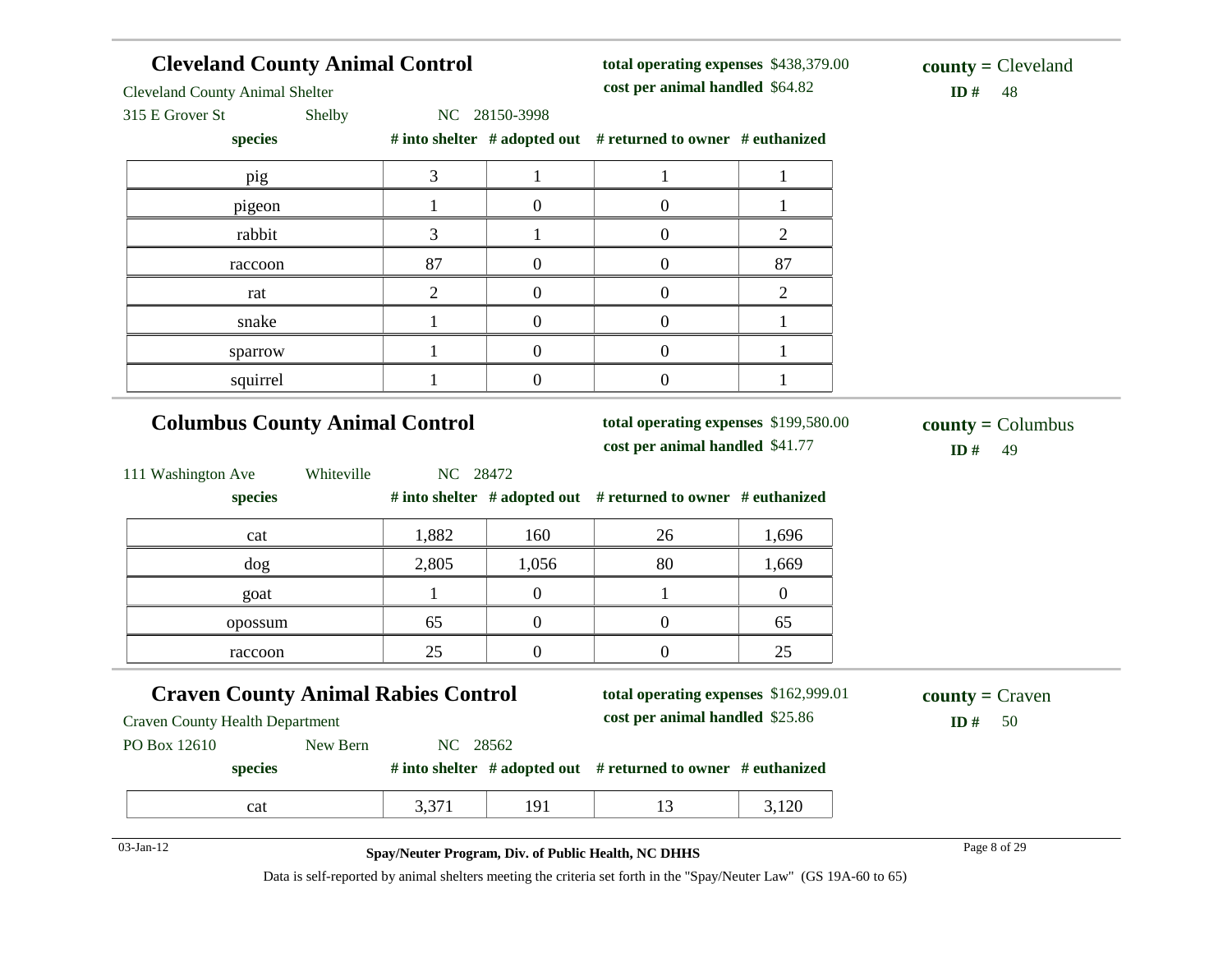## Cleveland County Animal Control

Cleveland County Animal Shelter
315 E Grover St   Shelby   NC 28150-3998

**total operating expenses** $438,379.00
**cost per animal handled** $64.82

**county =** Cleveland
**ID #** 48

| species | # into shelter | # adopted out | # returned to owner | # euthanized |
|---|---|---|---|---|
| pig | 3 | 1 | 1 | 1 |
| pigeon | 1 | 0 | 0 | 1 |
| rabbit | 3 | 1 | 0 | 2 |
| raccoon | 87 | 0 | 0 | 87 |
| rat | 2 | 0 | 0 | 2 |
| snake | 1 | 0 | 0 | 1 |
| sparrow | 1 | 0 | 0 | 1 |
| squirrel | 1 | 0 | 0 | 1 |

## Columbus County Animal Control

111 Washington Ave   Whiteville   NC 28472

**total operating expenses** $199,580.00
**cost per animal handled** $41.77

**county =** Columbus
**ID #** 49

| species | # into shelter | # adopted out | # returned to owner | # euthanized |
|---|---|---|---|---|
| cat | 1,882 | 160 | 26 | 1,696 |
| dog | 2,805 | 1,056 | 80 | 1,669 |
| goat | 1 | 0 | 1 | 0 |
| opossum | 65 | 0 | 0 | 65 |
| raccoon | 25 | 0 | 0 | 25 |

## Craven County Animal Rabies Control

Craven County Health Department
PO Box 12610   New Bern   NC 28562

**total operating expenses** $162,999.01
**cost per animal handled** $25.86

**county =** Craven
**ID #** 50

| species | # into shelter | # adopted out | # returned to owner | # euthanized |
|---|---|---|---|---|
| cat | 3,371 | 191 | 13 | 3,120 |

03-Jan-12

**Spay/Neuter Program, Div. of Public Health, NC DHHS**

Data is self-reported by animal shelters meeting the criteria set forth in the "Spay/Neuter Law" (GS 19A-60 to 65)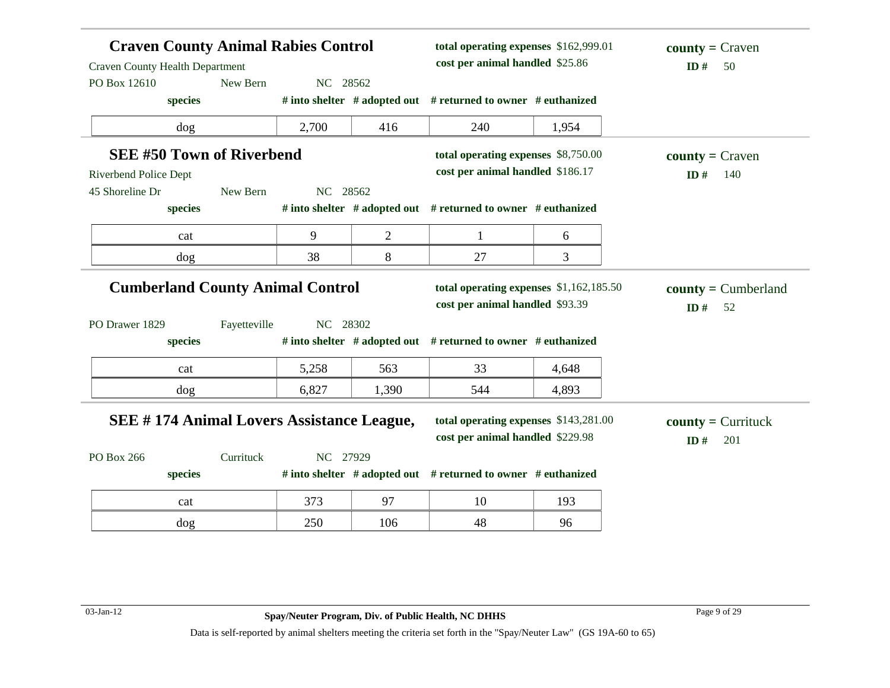## Craven County Animal Rabies Control

Craven County Health Department
PO Box 12610 New Bern NC 28562

**total operating expenses** $162,999.01
**cost per animal handled** $25.86

**county =** Craven
**ID #** 50

| species | # into shelter | # adopted out | # returned to owner | # euthanized |
|---|---|---|---|---|
| dog | 2,700 | 416 | 240 | 1,954 |

## SEE #50 Town of Riverbend

Riverbend Police Dept
45 Shoreline Dr New Bern NC 28562

**total operating expenses** $8,750.00
**cost per animal handled** $186.17

**county =** Craven
**ID #** 140

| species | # into shelter | # adopted out | # returned to owner | # euthanized |
|---|---|---|---|---|
| cat | 9 | 2 | 1 | 6 |
| dog | 38 | 8 | 27 | 3 |

## Cumberland County Animal Control

PO Drawer 1829 Fayetteville NC 28302

**total operating expenses** $1,162,185.50
**cost per animal handled** $93.39

**county =** Cumberland
**ID #** 52

| species | # into shelter | # adopted out | # returned to owner | # euthanized |
|---|---|---|---|---|
| cat | 5,258 | 563 | 33 | 4,648 |
| dog | 6,827 | 1,390 | 544 | 4,893 |

## SEE # 174 Animal Lovers Assistance League,

PO Box 266 Currituck NC 27929

**total operating expenses** $143,281.00
**cost per animal handled** $229.98

**county =** Currituck
**ID #** 201

| species | # into shelter | # adopted out | # returned to owner | # euthanized |
|---|---|---|---|---|
| cat | 373 | 97 | 10 | 193 |
| dog | 250 | 106 | 48 | 96 |

03-Jan-12

**Spay/Neuter Program, Div. of Public Health, NC DHHS**

Data is self-reported by animal shelters meeting the criteria set forth in the "Spay/Neuter Law" (GS 19A-60 to 65)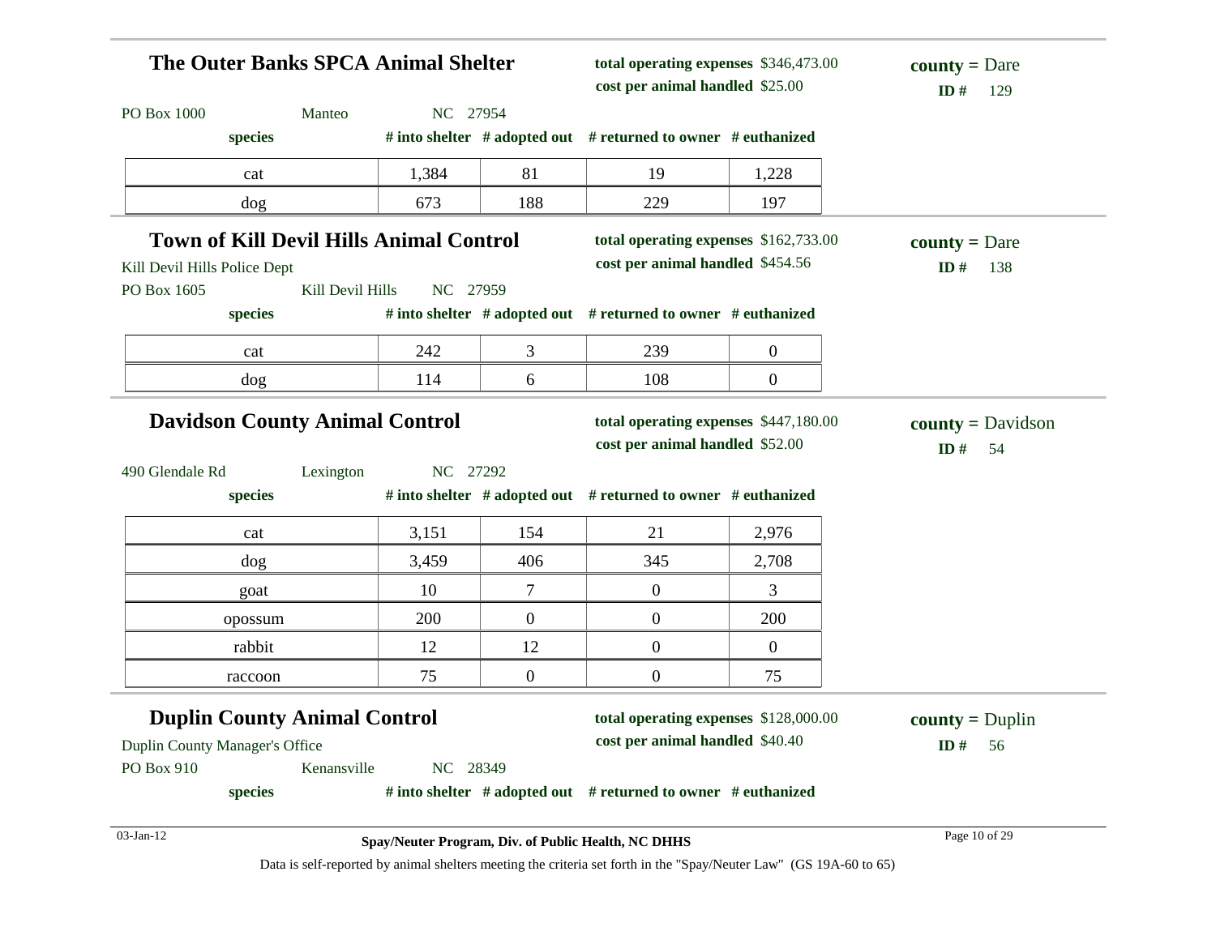## The Outer Banks SPCA Animal Shelter

**total operating expenses** $346,473.00
**cost per animal handled** $25.00

**county =** Dare
**ID #** 129

PO Box 1000 Manteo NC 27954

| species | # into shelter | # adopted out | # returned to owner | # euthanized |
|---|---|---|---|---|
| cat | 1,384 | 81 | 19 | 1,228 |
| dog | 673 | 188 | 229 | 197 |

## Town of Kill Devil Hills Animal Control

**total operating expenses** $162,733.00
**cost per animal handled** $454.56

**county =** Dare
**ID #** 138

Kill Devil Hills Police Dept
PO Box 1605 Kill Devil Hills NC 27959

| species | # into shelter | # adopted out | # returned to owner | # euthanized |
|---|---|---|---|---|
| cat | 242 | 3 | 239 | 0 |
| dog | 114 | 6 | 108 | 0 |

## Davidson County Animal Control

**total operating expenses** $447,180.00
**cost per animal handled** $52.00

**county =** Davidson
**ID #** 54

490 Glendale Rd Lexington NC 27292

| species | # into shelter | # adopted out | # returned to owner | # euthanized |
|---|---|---|---|---|
| cat | 3,151 | 154 | 21 | 2,976 |
| dog | 3,459 | 406 | 345 | 2,708 |
| goat | 10 | 7 | 0 | 3 |
| opossum | 200 | 0 | 0 | 200 |
| rabbit | 12 | 12 | 0 | 0 |
| raccoon | 75 | 0 | 0 | 75 |

## Duplin County Animal Control

**total operating expenses** $128,000.00
**cost per animal handled** $40.40

**county =** Duplin
**ID #** 56

Duplin County Manager's Office
PO Box 910 Kenansville NC 28349

| species | # into shelter | # adopted out | # returned to owner | # euthanized |
|---|---|---|---|---|

03-Jan-12

**Spay/Neuter Program, Div. of Public Health, NC DHHS**

Data is self-reported by animal shelters meeting the criteria set forth in the "Spay/Neuter Law" (GS 19A-60 to 65)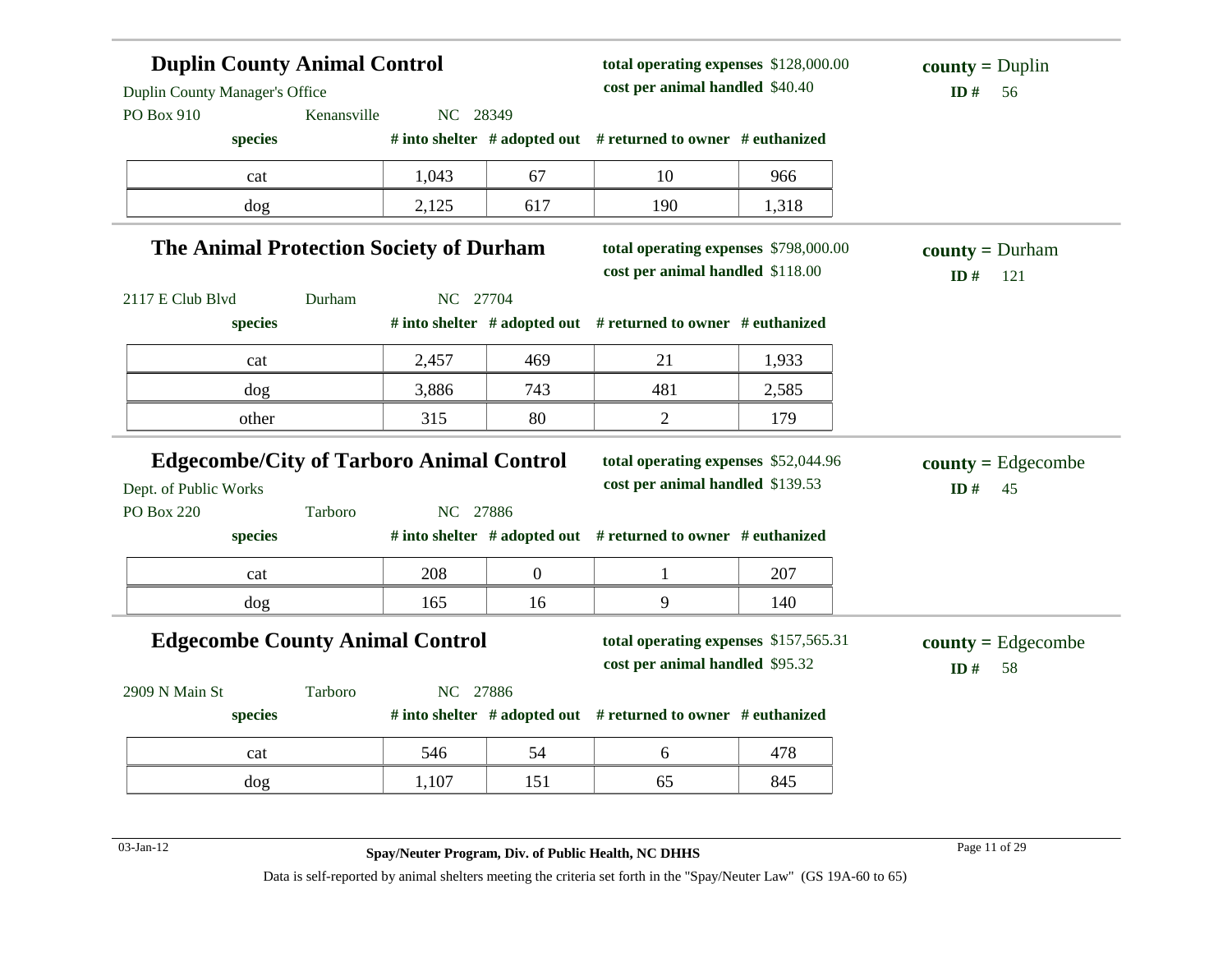## Duplin County Animal Control

Duplin County Manager's Office
PO Box 910 Kenansville NC 28349

**total operating expenses** $128,000.00
**cost per animal handled** $40.40

**county =** Duplin
**ID #** 56

| species | # into shelter | # adopted out | # returned to owner | # euthanized |
|---|---|---|---|---|
| cat | 1,043 | 67 | 10 | 966 |
| dog | 2,125 | 617 | 190 | 1,318 |

## The Animal Protection Society of Durham

2117 E Club Blvd Durham NC 27704

**total operating expenses** $798,000.00
**cost per animal handled** $118.00

**county =** Durham
**ID #** 121

| species | # into shelter | # adopted out | # returned to owner | # euthanized |
|---|---|---|---|---|
| cat | 2,457 | 469 | 21 | 1,933 |
| dog | 3,886 | 743 | 481 | 2,585 |
| other | 315 | 80 | 2 | 179 |

## Edgecombe/City of Tarboro Animal Control

Dept. of Public Works
PO Box 220 Tarboro NC 27886

**total operating expenses** $52,044.96
**cost per animal handled** $139.53

**county =** Edgecombe
**ID #** 45

| species | # into shelter | # adopted out | # returned to owner | # euthanized |
|---|---|---|---|---|
| cat | 208 | 0 | 1 | 207 |
| dog | 165 | 16 | 9 | 140 |

## Edgecombe County Animal Control

2909 N Main St Tarboro NC 27886

**total operating expenses** $157,565.31
**cost per animal handled** $95.32

**county =** Edgecombe
**ID #** 58

| species | # into shelter | # adopted out | # returned to owner | # euthanized |
|---|---|---|---|---|
| cat | 546 | 54 | 6 | 478 |
| dog | 1,107 | 151 | 65 | 845 |

03-Jan-12 **Spay/Neuter Program, Div. of Public Health, NC DHHS**

Data is self-reported by animal shelters meeting the criteria set forth in the "Spay/Neuter Law" (GS 19A-60 to 65)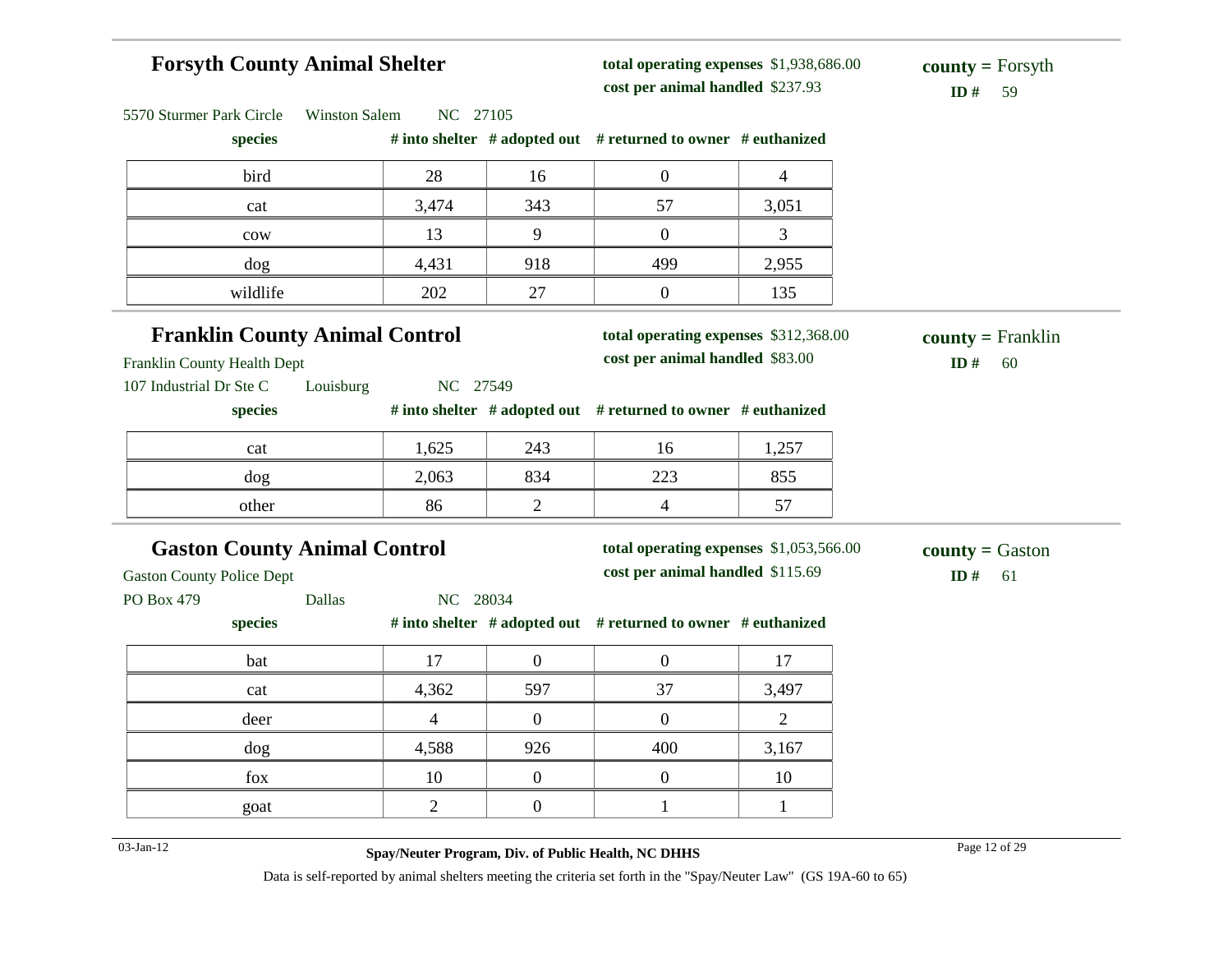## Forsyth County Animal Shelter

**total operating expenses** $1,938,686.00
**cost per animal handled** $237.93

**county =** Forsyth
**ID #** 59

5570 Sturmer Park Circle Winston Salem NC 27105

| species | # into shelter | # adopted out | # returned to owner | # euthanized |
|---|---|---|---|---|
| bird | 28 | 16 | 0 | 4 |
| cat | 3,474 | 343 | 57 | 3,051 |
| cow | 13 | 9 | 0 | 3 |
| dog | 4,431 | 918 | 499 | 2,955 |
| wildlife | 202 | 27 | 0 | 135 |

## Franklin County Animal Control

**total operating expenses** $312,368.00
**cost per animal handled** $83.00

**county =** Franklin
**ID #** 60

Franklin County Health Dept
107 Industrial Dr Ste C Louisburg NC 27549

| species | # into shelter | # adopted out | # returned to owner | # euthanized |
|---|---|---|---|---|
| cat | 1,625 | 243 | 16 | 1,257 |
| dog | 2,063 | 834 | 223 | 855 |
| other | 86 | 2 | 4 | 57 |

## Gaston County Animal Control

**total operating expenses** $1,053,566.00
**cost per animal handled** $115.69

**county =** Gaston
**ID #** 61

Gaston County Police Dept
PO Box 479 Dallas NC 28034

| species | # into shelter | # adopted out | # returned to owner | # euthanized |
|---|---|---|---|---|
| bat | 17 | 0 | 0 | 17 |
| cat | 4,362 | 597 | 37 | 3,497 |
| deer | 4 | 0 | 0 | 2 |
| dog | 4,588 | 926 | 400 | 3,167 |
| fox | 10 | 0 | 0 | 10 |
| goat | 2 | 0 | 1 | 1 |

03-Jan-12

**Spay/Neuter Program, Div. of Public Health, NC DHHS**

Data is self-reported by animal shelters meeting the criteria set forth in the "Spay/Neuter Law" (GS 19A-60 to 65)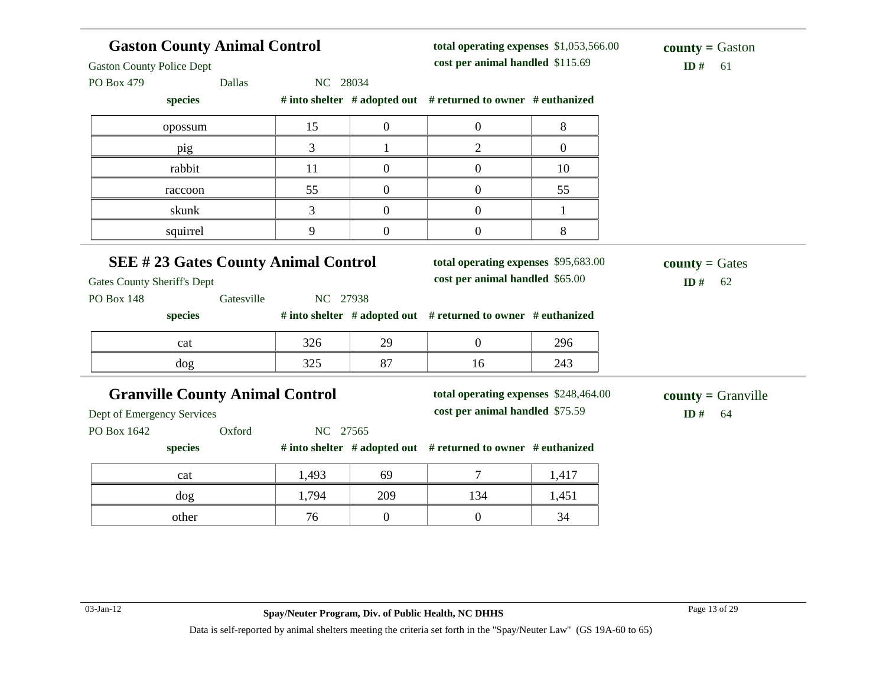## Gaston County Animal Control

Gaston County Police Dept
PO Box 479 Dallas NC 28034

**total operating expenses** $1,053,566.00
**cost per animal handled** $115.69

**county =** Gaston
**ID #** 61

| species | # into shelter | # adopted out | # returned to owner | # euthanized |
|---|---|---|---|---|
| opossum | 15 | 0 | 0 | 8 |
| pig | 3 | 1 | 2 | 0 |
| rabbit | 11 | 0 | 0 | 10 |
| raccoon | 55 | 0 | 0 | 55 |
| skunk | 3 | 0 | 0 | 1 |
| squirrel | 9 | 0 | 0 | 8 |

## SEE # 23 Gates County Animal Control

Gates County Sheriff's Dept
PO Box 148 Gatesville NC 27938

**total operating expenses** $95,683.00
**cost per animal handled** $65.00

**county =** Gates
**ID #** 62

| species | # into shelter | # adopted out | # returned to owner | # euthanized |
|---|---|---|---|---|
| cat | 326 | 29 | 0 | 296 |
| dog | 325 | 87 | 16 | 243 |

## Granville County Animal Control

Dept of Emergency Services
PO Box 1642 Oxford NC 27565

**total operating expenses** $248,464.00
**cost per animal handled** $75.59

**county =** Granville
**ID #** 64

| species | # into shelter | # adopted out | # returned to owner | # euthanized |
|---|---|---|---|---|
| cat | 1,493 | 69 | 7 | 1,417 |
| dog | 1,794 | 209 | 134 | 1,451 |
| other | 76 | 0 | 0 | 34 |

03-Jan-12

**Spay/Neuter Program, Div. of Public Health, NC DHHS**

Data is self-reported by animal shelters meeting the criteria set forth in the "Spay/Neuter Law" (GS 19A-60 to 65)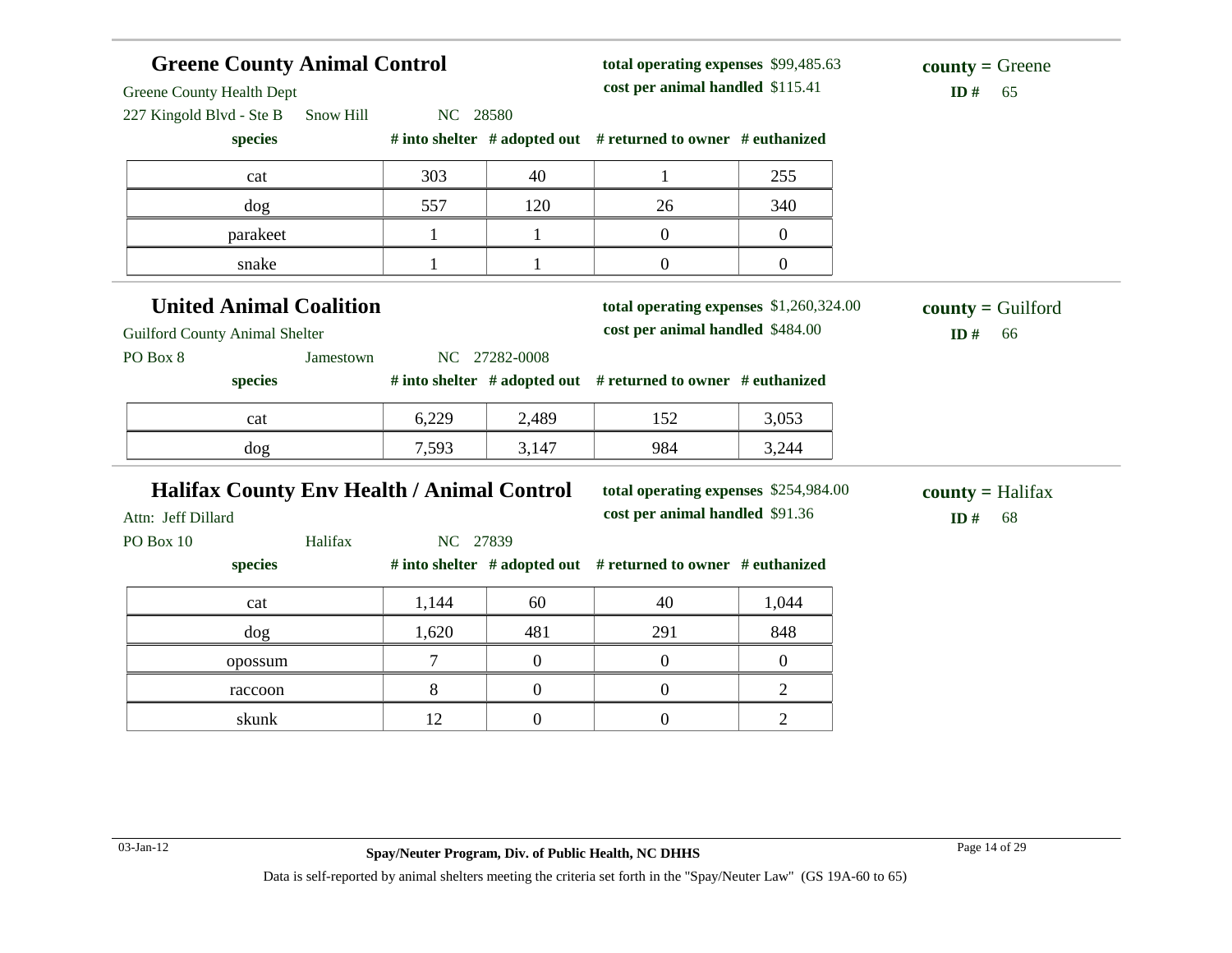## Greene County Animal Control

Greene County Health Dept
227 Kingold Blvd - Ste B Snow Hill NC 28580

**total operating expenses** $99,485.63
**cost per animal handled** $115.41

**county =** Greene
**ID #** 65

| species | # into shelter | # adopted out | # returned to owner | # euthanized |
|---|---|---|---|---|
| cat | 303 | 40 | 1 | 255 |
| dog | 557 | 120 | 26 | 340 |
| parakeet | 1 | 1 | 0 | 0 |
| snake | 1 | 1 | 0 | 0 |

## United Animal Coalition

Guilford County Animal Shelter
PO Box 8 Jamestown NC 27282-0008

**total operating expenses** $1,260,324.00
**cost per animal handled** $484.00

**county =** Guilford
**ID #** 66

| species | # into shelter | # adopted out | # returned to owner | # euthanized |
|---|---|---|---|---|
| cat | 6,229 | 2,489 | 152 | 3,053 |
| dog | 7,593 | 3,147 | 984 | 3,244 |

## Halifax County Env Health / Animal Control

Attn: Jeff Dillard
PO Box 10 Halifax NC 27839

**total operating expenses** $254,984.00
**cost per animal handled** $91.36

**county =** Halifax
**ID #** 68

| species | # into shelter | # adopted out | # returned to owner | # euthanized |
|---|---|---|---|---|
| cat | 1,144 | 60 | 40 | 1,044 |
| dog | 1,620 | 481 | 291 | 848 |
| opossum | 7 | 0 | 0 | 0 |
| raccoon | 8 | 0 | 0 | 2 |
| skunk | 12 | 0 | 0 | 2 |

Data is self-reported by animal shelters meeting the criteria set forth in the "Spay/Neuter Law" (GS 19A-60 to 65)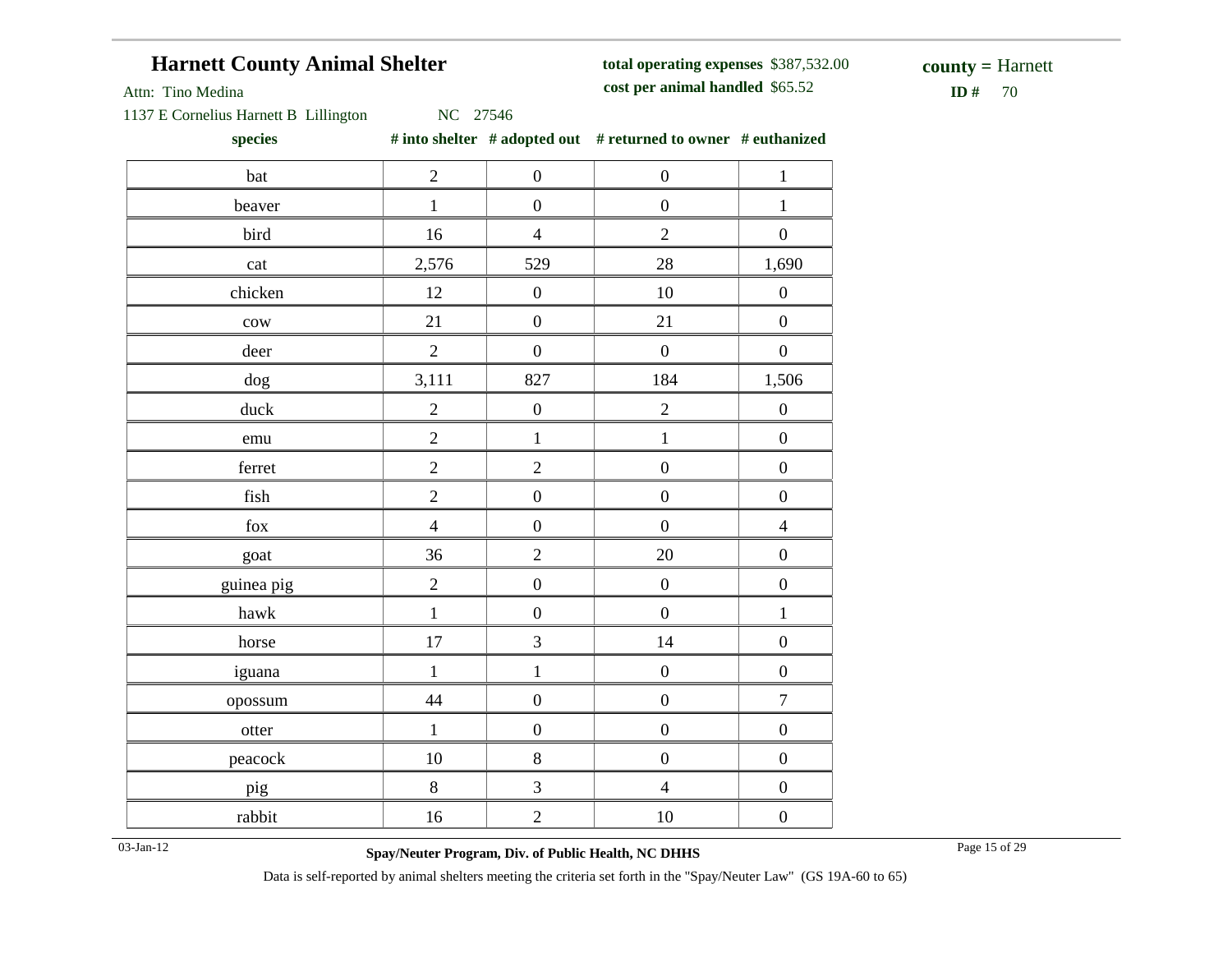# Harnett County Animal Shelter

Attn: Tino Medina

1137 E Cornelius Harnett B Lillington NC 27546

**total operating expenses** $387,532.00

**cost per animal handled** $65.52

**county =** Harnett

**ID #** 70

| species | # into shelter | # adopted out | # returned to owner | # euthanized |
|---|---|---|---|---|
| bat | 2 | 0 | 0 | 1 |
| beaver | 1 | 0 | 0 | 1 |
| bird | 16 | 4 | 2 | 0 |
| cat | 2,576 | 529 | 28 | 1,690 |
| chicken | 12 | 0 | 10 | 0 |
| cow | 21 | 0 | 21 | 0 |
| deer | 2 | 0 | 0 | 0 |
| dog | 3,111 | 827 | 184 | 1,506 |
| duck | 2 | 0 | 2 | 0 |
| emu | 2 | 1 | 1 | 0 |
| ferret | 2 | 2 | 0 | 0 |
| fish | 2 | 0 | 0 | 0 |
| fox | 4 | 0 | 0 | 4 |
| goat | 36 | 2 | 20 | 0 |
| guinea pig | 2 | 0 | 0 | 0 |
| hawk | 1 | 0 | 0 | 1 |
| horse | 17 | 3 | 14 | 0 |
| iguana | 1 | 1 | 0 | 0 |
| opossum | 44 | 0 | 0 | 7 |
| otter | 1 | 0 | 0 | 0 |
| peacock | 10 | 8 | 0 | 0 |
| pig | 8 | 3 | 4 | 0 |
| rabbit | 16 | 2 | 10 | 0 |

03-Jan-12

**Spay/Neuter Program, Div. of Public Health, NC DHHS**

Data is self-reported by animal shelters meeting the criteria set forth in the "Spay/Neuter Law" (GS 19A-60 to 65)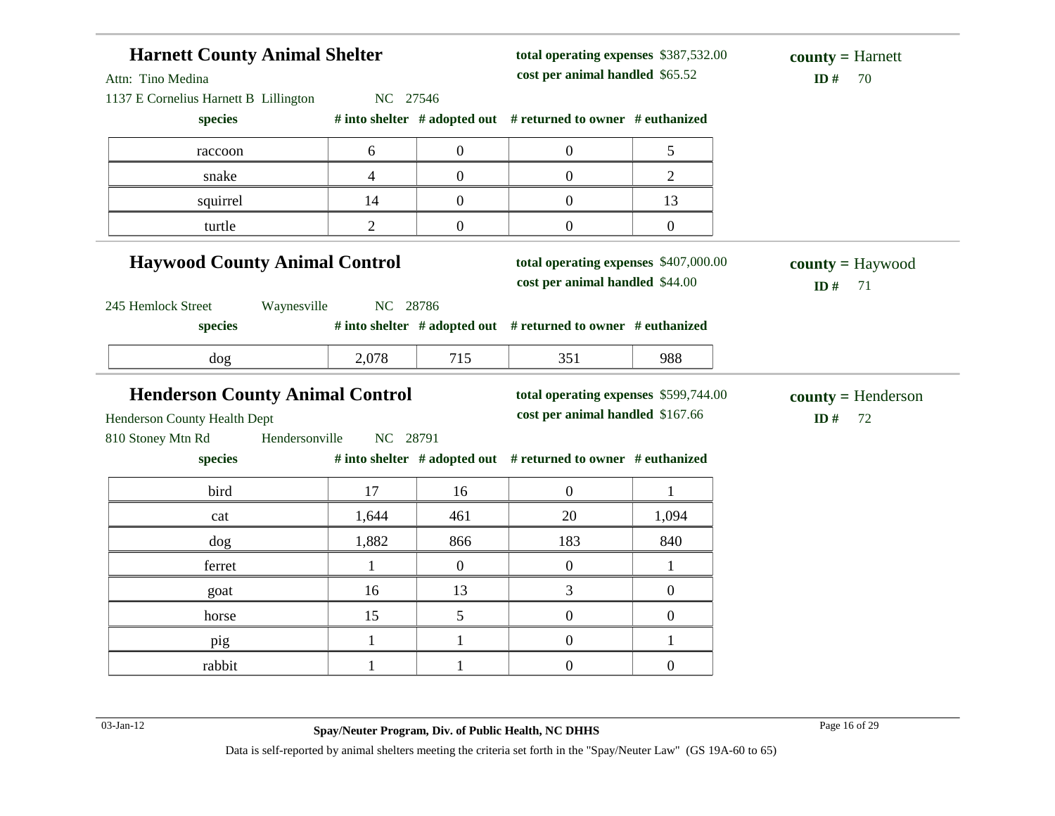## Harnett County Animal Shelter

Attn: Tino Medina
1137 E Cornelius Harnett B Lillington NC 27546

**total operating expenses** $387,532.00
**cost per animal handled** $65.52

**county =** Harnett
**ID #** 70

| species | # into shelter | # adopted out | # returned to owner | # euthanized |
|---|---|---|---|---|
| raccoon | 6 | 0 | 0 | 5 |
| snake | 4 | 0 | 0 | 2 |
| squirrel | 14 | 0 | 0 | 13 |
| turtle | 2 | 0 | 0 | 0 |

## Haywood County Animal Control

245 Hemlock Street Waynesville NC 28786

**total operating expenses** $407,000.00
**cost per animal handled** $44.00

**county =** Haywood
**ID #** 71

| species | # into shelter | # adopted out | # returned to owner | # euthanized |
|---|---|---|---|---|
| dog | 2,078 | 715 | 351 | 988 |

## Henderson County Animal Control

Henderson County Health Dept
810 Stoney Mtn Rd Hendersonville NC 28791

**total operating expenses** $599,744.00
**cost per animal handled** $167.66

**county =** Henderson
**ID #** 72

| species | # into shelter | # adopted out | # returned to owner | # euthanized |
|---|---|---|---|---|
| bird | 17 | 16 | 0 | 1 |
| cat | 1,644 | 461 | 20 | 1,094 |
| dog | 1,882 | 866 | 183 | 840 |
| ferret | 1 | 0 | 0 | 1 |
| goat | 16 | 13 | 3 | 0 |
| horse | 15 | 5 | 0 | 0 |
| pig | 1 | 1 | 0 | 1 |
| rabbit | 1 | 1 | 0 | 0 |

Data is self-reported by animal shelters meeting the criteria set forth in the "Spay/Neuter Law" (GS 19A-60 to 65)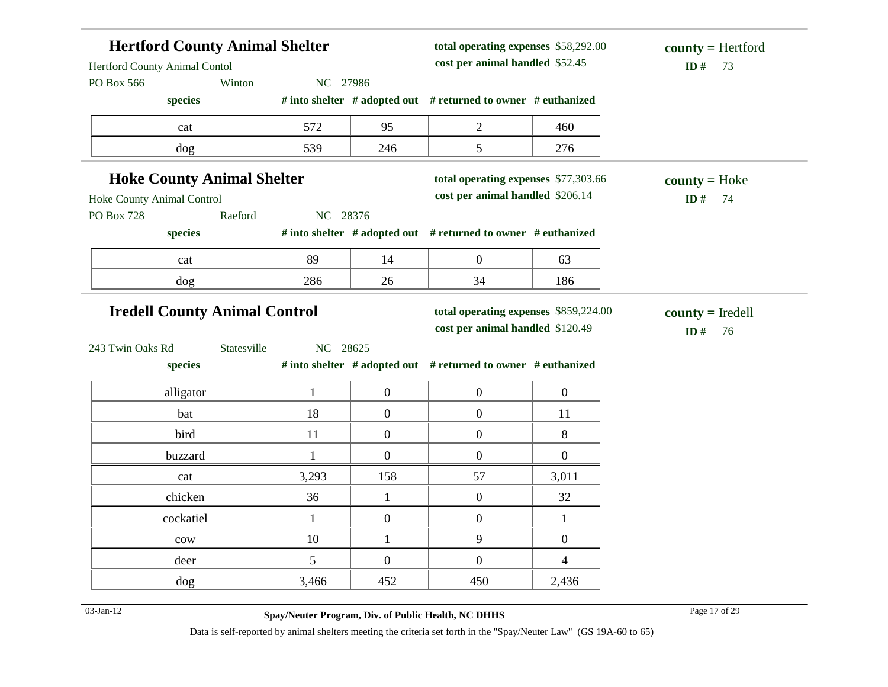## Hertford County Animal Shelter

Hertford County Animal Contol
PO Box 566 Winton NC 27986

**total operating expenses** $58,292.00
**cost per animal handled** $52.45

**county =** Hertford
**ID #** 73

| species | # into shelter | # adopted out | # returned to owner | # euthanized |
|---|---|---|---|---|
| cat | 572 | 95 | 2 | 460 |
| dog | 539 | 246 | 5 | 276 |

## Hoke County Animal Shelter

Hoke County Animal Control
PO Box 728 Raeford NC 28376

**total operating expenses** $77,303.66
**cost per animal handled** $206.14

**county =** Hoke
**ID #** 74

| species | # into shelter | # adopted out | # returned to owner | # euthanized |
|---|---|---|---|---|
| cat | 89 | 14 | 0 | 63 |
| dog | 286 | 26 | 34 | 186 |

## Iredell County Animal Control

243 Twin Oaks Rd Statesville NC 28625

**total operating expenses** $859,224.00
**cost per animal handled** $120.49

**county =** Iredell
**ID #** 76

| species | # into shelter | # adopted out | # returned to owner | # euthanized |
|---|---|---|---|---|
| alligator | 1 | 0 | 0 | 0 |
| bat | 18 | 0 | 0 | 11 |
| bird | 11 | 0 | 0 | 8 |
| buzzard | 1 | 0 | 0 | 0 |
| cat | 3,293 | 158 | 57 | 3,011 |
| chicken | 36 | 1 | 0 | 32 |
| cockatiel | 1 | 0 | 0 | 1 |
| cow | 10 | 1 | 9 | 0 |
| deer | 5 | 0 | 0 | 4 |
| dog | 3,466 | 452 | 450 | 2,436 |

03-Jan-12

**Spay/Neuter Program, Div. of Public Health, NC DHHS**

Data is self-reported by animal shelters meeting the criteria set forth in the "Spay/Neuter Law" (GS 19A-60 to 65)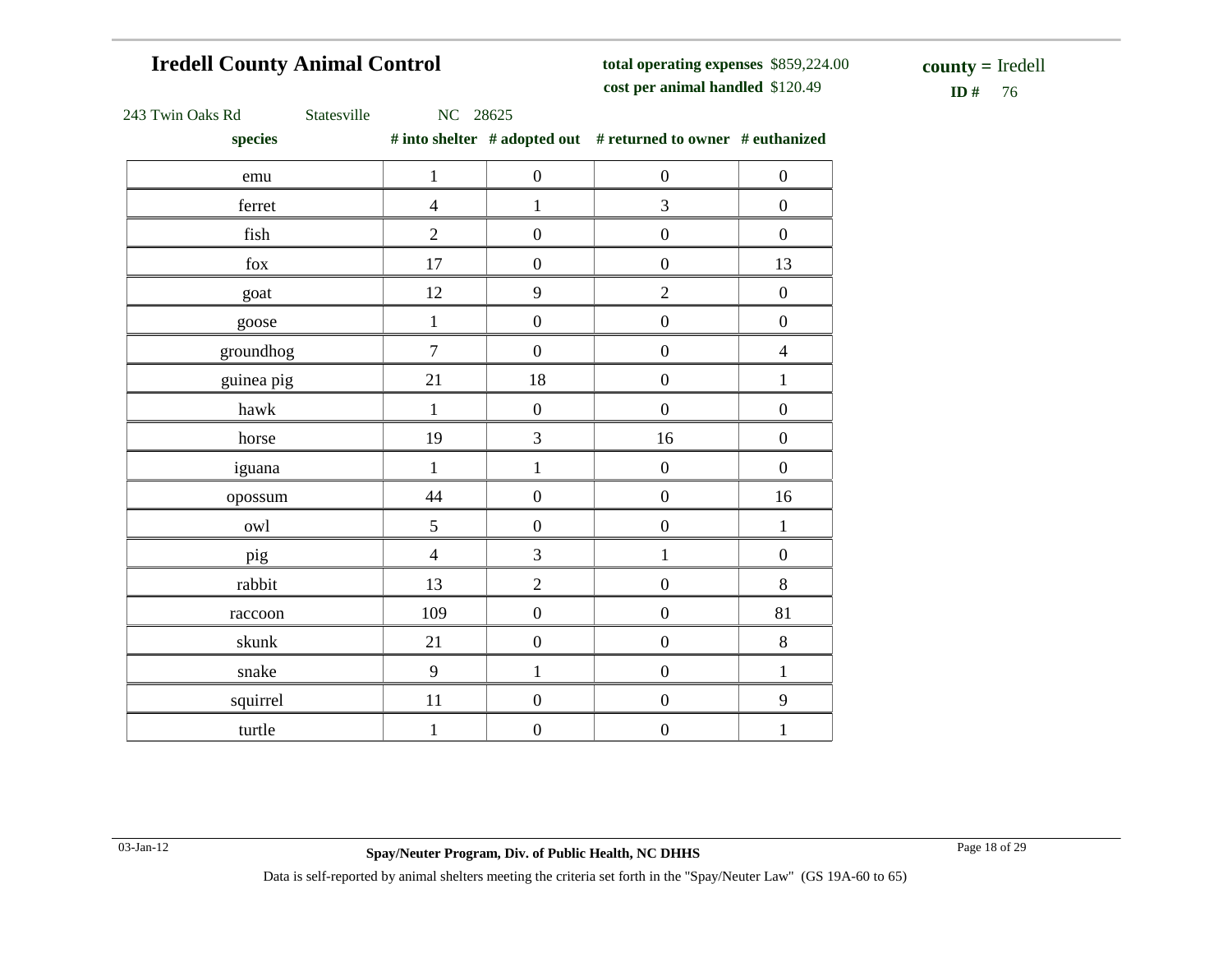## Iredell County Animal Control

**total operating expenses** $859,224.00
**cost per animal handled** $120.49

**county =** Iredell
**ID #** 76

243 Twin Oaks Rd Statesville NC 28625

| species | # into shelter | # adopted out | # returned to owner | # euthanized |
|---|---|---|---|---|
| emu | 1 | 0 | 0 | 0 |
| ferret | 4 | 1 | 3 | 0 |
| fish | 2 | 0 | 0 | 0 |
| fox | 17 | 0 | 0 | 13 |
| goat | 12 | 9 | 2 | 0 |
| goose | 1 | 0 | 0 | 0 |
| groundhog | 7 | 0 | 0 | 4 |
| guinea pig | 21 | 18 | 0 | 1 |
| hawk | 1 | 0 | 0 | 0 |
| horse | 19 | 3 | 16 | 0 |
| iguana | 1 | 1 | 0 | 0 |
| opossum | 44 | 0 | 0 | 16 |
| owl | 5 | 0 | 0 | 1 |
| pig | 4 | 3 | 1 | 0 |
| rabbit | 13 | 2 | 0 | 8 |
| raccoon | 109 | 0 | 0 | 81 |
| skunk | 21 | 0 | 0 | 8 |
| snake | 9 | 1 | 0 | 1 |
| squirrel | 11 | 0 | 0 | 9 |
| turtle | 1 | 0 | 0 | 1 |

03-Jan-12

**Spay/Neuter Program, Div. of Public Health, NC DHHS**

Data is self-reported by animal shelters meeting the criteria set forth in the "Spay/Neuter Law" (GS 19A-60 to 65)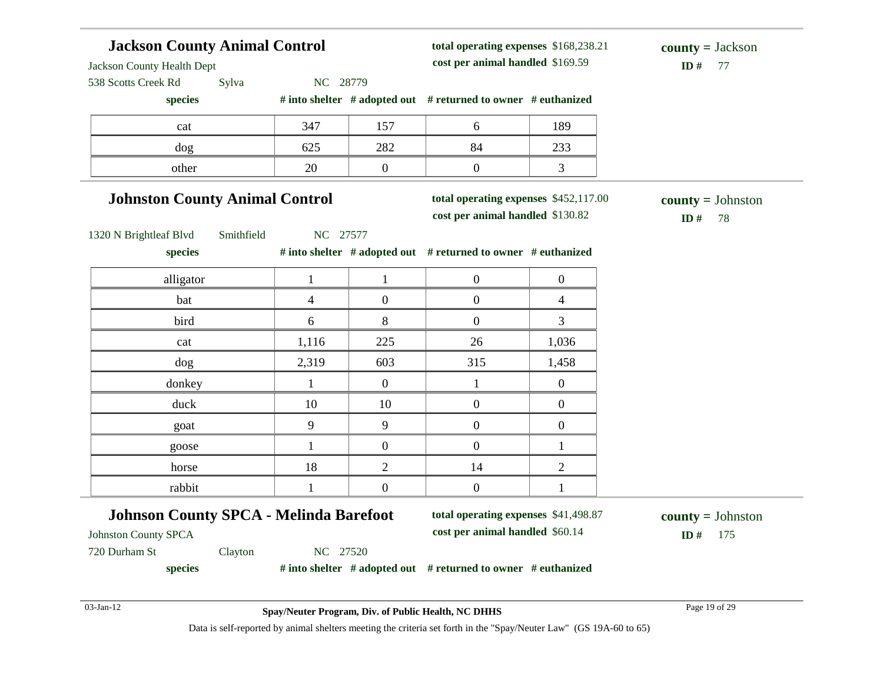## Jackson County Animal Control

Jackson County Health Dept
538 Scotts Creek Rd Sylva NC 28779

**total operating expenses** $168,238.21
**cost per animal handled** $169.59

**county =** Jackson
**ID #** 77

| species | # into shelter | # adopted out | # returned to owner | # euthanized |
|---|---|---|---|---|
| cat | 347 | 157 | 6 | 189 |
| dog | 625 | 282 | 84 | 233 |
| other | 20 | 0 | 0 | 3 |

## Johnston County Animal Control

1320 N Brightleaf Blvd Smithfield NC 27577

**total operating expenses** $452,117.00
**cost per animal handled** $130.82

**county =** Johnston
**ID #** 78

| species | # into shelter | # adopted out | # returned to owner | # euthanized |
|---|---|---|---|---|
| alligator | 1 | 1 | 0 | 0 |
| bat | 4 | 0 | 0 | 4 |
| bird | 6 | 8 | 0 | 3 |
| cat | 1,116 | 225 | 26 | 1,036 |
| dog | 2,319 | 603 | 315 | 1,458 |
| donkey | 1 | 0 | 1 | 0 |
| duck | 10 | 10 | 0 | 0 |
| goat | 9 | 9 | 0 | 0 |
| goose | 1 | 0 | 0 | 1 |
| horse | 18 | 2 | 14 | 2 |
| rabbit | 1 | 0 | 0 | 1 |

## Johnson County SPCA - Melinda Barefoot

Johnston County SPCA
720 Durham St Clayton NC 27520

**total operating expenses** $41,498.87
**cost per animal handled** $60.14

**county =** Johnston
**ID #** 175

| species | # into shelter | # adopted out | # returned to owner | # euthanized |
|---|---|---|---|---|

03-Jan-12

**Spay/Neuter Program, Div. of Public Health, NC DHHS**

Data is self-reported by animal shelters meeting the criteria set forth in the "Spay/Neuter Law" (GS 19A-60 to 65)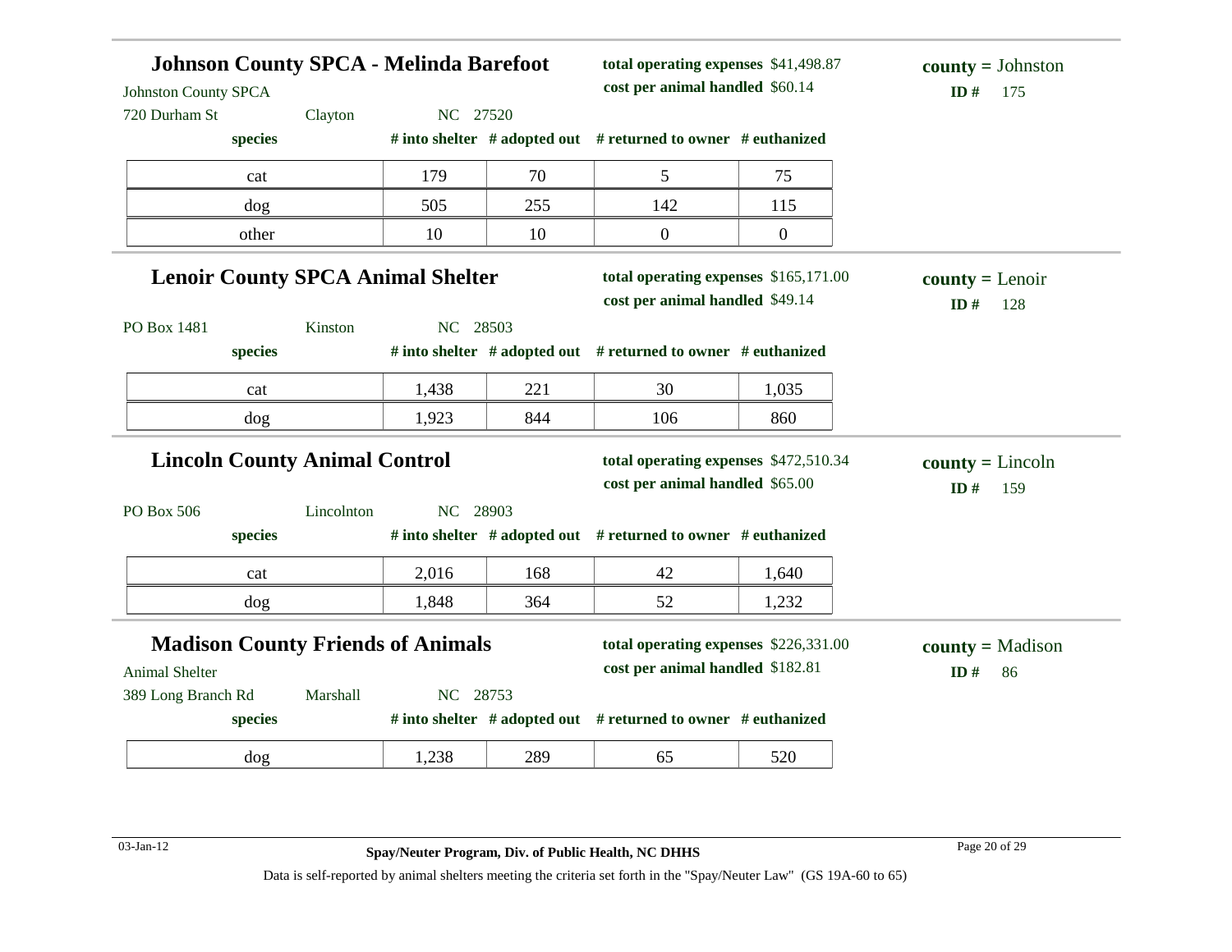## Johnson County SPCA - Melinda Barefoot

Johnston County SPCA
720 Durham St Clayton NC 27520

**total operating expenses** $41,498.87
**cost per animal handled** $60.14

**county =** Johnston
**ID #** 175

| species | # into shelter | # adopted out | # returned to owner | # euthanized |
|---|---|---|---|---|
| cat | 179 | 70 | 5 | 75 |
| dog | 505 | 255 | 142 | 115 |
| other | 10 | 10 | 0 | 0 |

## Lenoir County SPCA Animal Shelter

PO Box 1481 Kinston NC 28503

**total operating expenses** $165,171.00
**cost per animal handled** $49.14

**county =** Lenoir
**ID #** 128

| species | # into shelter | # adopted out | # returned to owner | # euthanized |
|---|---|---|---|---|
| cat | 1,438 | 221 | 30 | 1,035 |
| dog | 1,923 | 844 | 106 | 860 |

## Lincoln County Animal Control

PO Box 506 Lincolnton NC 28903

**total operating expenses** $472,510.34
**cost per animal handled** $65.00

**county =** Lincoln
**ID #** 159

| species | # into shelter | # adopted out | # returned to owner | # euthanized |
|---|---|---|---|---|
| cat | 2,016 | 168 | 42 | 1,640 |
| dog | 1,848 | 364 | 52 | 1,232 |

## Madison County Friends of Animals

Animal Shelter
389 Long Branch Rd Marshall NC 28753

**total operating expenses** $226,331.00
**cost per animal handled** $182.81

**county =** Madison
**ID #** 86

| species | # into shelter | # adopted out | # returned to owner | # euthanized |
|---|---|---|---|---|
| dog | 1,238 | 289 | 65 | 520 |

03-Jan-12 **Spay/Neuter Program, Div. of Public Health, NC DHHS**

Data is self-reported by animal shelters meeting the criteria set forth in the "Spay/Neuter Law" (GS 19A-60 to 65)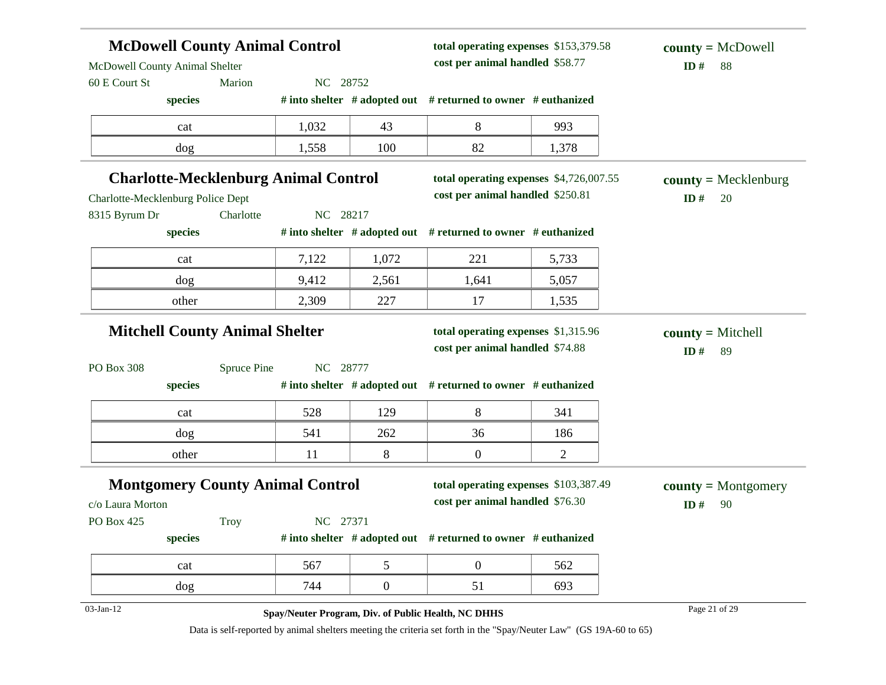## McDowell County Animal Control

McDowell County Animal Shelter
60 E Court St Marion NC 28752

**total operating expenses** $153,379.58
**cost per animal handled** $58.77

**county =** McDowell
**ID #** 88

| species | # into shelter | # adopted out | # returned to owner | # euthanized |
|---|---|---|---|---|
| cat | 1,032 | 43 | 8 | 993 |
| dog | 1,558 | 100 | 82 | 1,378 |

## Charlotte-Mecklenburg Animal Control

Charlotte-Mecklenburg Police Dept
8315 Byrum Dr Charlotte NC 28217

**total operating expenses** $4,726,007.55
**cost per animal handled** $250.81

**county =** Mecklenburg
**ID #** 20

| species | # into shelter | # adopted out | # returned to owner | # euthanized |
|---|---|---|---|---|
| cat | 7,122 | 1,072 | 221 | 5,733 |
| dog | 9,412 | 2,561 | 1,641 | 5,057 |
| other | 2,309 | 227 | 17 | 1,535 |

## Mitchell County Animal Shelter

PO Box 308 Spruce Pine NC 28777

**total operating expenses** $1,315.96
**cost per animal handled** $74.88

**county =** Mitchell
**ID #** 89

| species | # into shelter | # adopted out | # returned to owner | # euthanized |
|---|---|---|---|---|
| cat | 528 | 129 | 8 | 341 |
| dog | 541 | 262 | 36 | 186 |
| other | 11 | 8 | 0 | 2 |

## Montgomery County Animal Control

c/o Laura Morton
PO Box 425 Troy NC 27371

**total operating expenses** $103,387.49
**cost per animal handled** $76.30

**county =** Montgomery
**ID #** 90

| species | # into shelter | # adopted out | # returned to owner | # euthanized |
|---|---|---|---|---|
| cat | 567 | 5 | 0 | 562 |
| dog | 744 | 0 | 51 | 693 |

03-Jan-12

**Spay/Neuter Program, Div. of Public Health, NC DHHS**

Data is self-reported by animal shelters meeting the criteria set forth in the "Spay/Neuter Law" (GS 19A-60 to 65)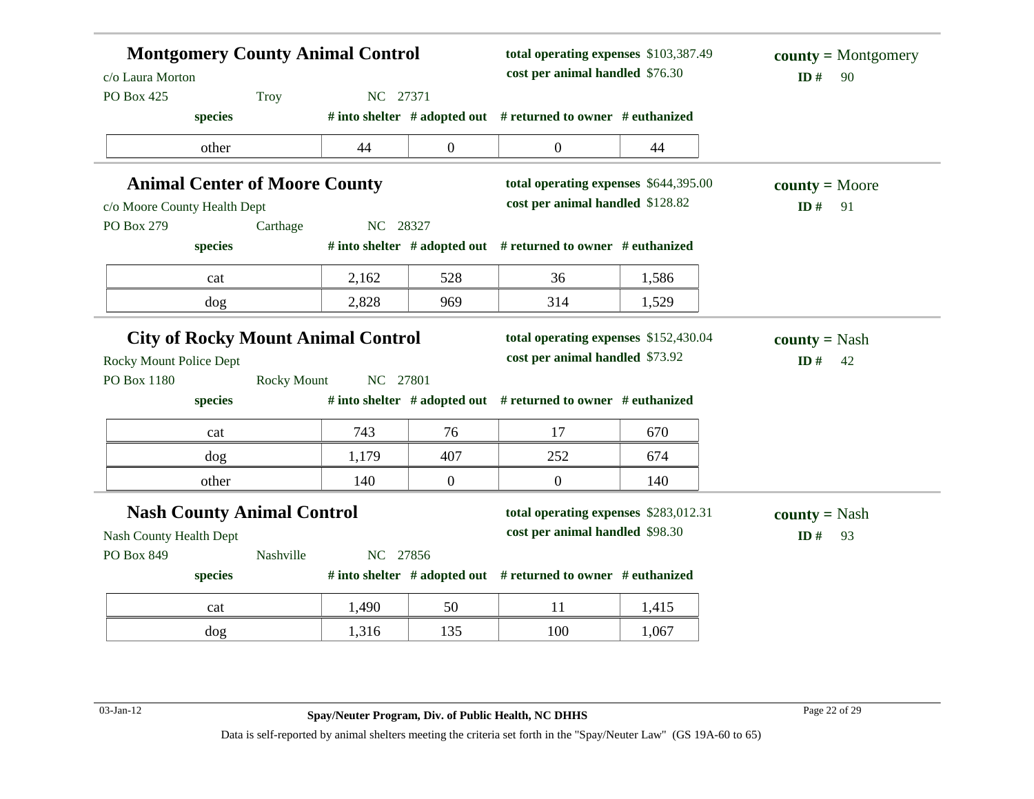## Montgomery County Animal Control

c/o Laura Morton
PO Box 425 Troy NC 27371

**total operating expenses** $103,387.49
**cost per animal handled** $76.30

**county =** Montgomery
**ID #** 90

| species | # into shelter | # adopted out | # returned to owner | # euthanized |
|---|---|---|---|---|
| other | 44 | 0 | 0 | 44 |

## Animal Center of Moore County

c/o Moore County Health Dept
PO Box 279 Carthage NC 28327

**total operating expenses** $644,395.00
**cost per animal handled** $128.82

**county =** Moore
**ID #** 91

| species | # into shelter | # adopted out | # returned to owner | # euthanized |
|---|---|---|---|---|
| cat | 2,162 | 528 | 36 | 1,586 |
| dog | 2,828 | 969 | 314 | 1,529 |

## City of Rocky Mount Animal Control

Rocky Mount Police Dept
PO Box 1180 Rocky Mount NC 27801

**total operating expenses** $152,430.04
**cost per animal handled** $73.92

**county =** Nash
**ID #** 42

| species | # into shelter | # adopted out | # returned to owner | # euthanized |
|---|---|---|---|---|
| cat | 743 | 76 | 17 | 670 |
| dog | 1,179 | 407 | 252 | 674 |
| other | 140 | 0 | 0 | 140 |

## Nash County Animal Control

Nash County Health Dept
PO Box 849 Nashville NC 27856

**total operating expenses** $283,012.31
**cost per animal handled** $98.30

**county =** Nash
**ID #** 93

| species | # into shelter | # adopted out | # returned to owner | # euthanized |
|---|---|---|---|---|
| cat | 1,490 | 50 | 11 | 1,415 |
| dog | 1,316 | 135 | 100 | 1,067 |

Data is self-reported by animal shelters meeting the criteria set forth in the "Spay/Neuter Law" (GS 19A-60 to 65)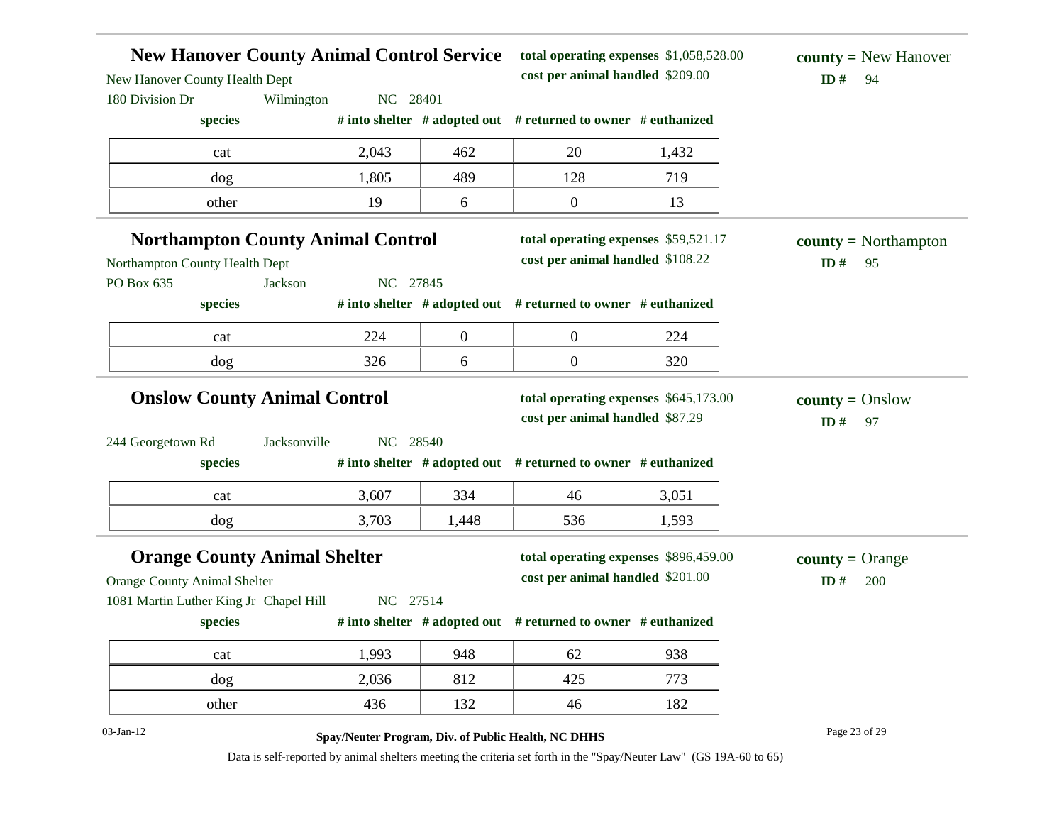## New Hanover County Animal Control Service

New Hanover County Health Dept
180 Division Dr Wilmington NC 28401

**total operating expenses** $1,058,528.00
**cost per animal handled** $209.00

**county =** New Hanover
**ID #** 94

| species | # into shelter | # adopted out | # returned to owner | # euthanized |
|---|---|---|---|---|
| cat | 2,043 | 462 | 20 | 1,432 |
| dog | 1,805 | 489 | 128 | 719 |
| other | 19 | 6 | 0 | 13 |

## Northampton County Animal Control

Northampton County Health Dept
PO Box 635 Jackson NC 27845

**total operating expenses** $59,521.17
**cost per animal handled** $108.22

**county =** Northampton
**ID #** 95

| species | # into shelter | # adopted out | # returned to owner | # euthanized |
|---|---|---|---|---|
| cat | 224 | 0 | 0 | 224 |
| dog | 326 | 6 | 0 | 320 |

## Onslow County Animal Control

244 Georgetown Rd Jacksonville NC 28540

**total operating expenses** $645,173.00
**cost per animal handled** $87.29

**county =** Onslow
**ID #** 97

| species | # into shelter | # adopted out | # returned to owner | # euthanized |
|---|---|---|---|---|
| cat | 3,607 | 334 | 46 | 3,051 |
| dog | 3,703 | 1,448 | 536 | 1,593 |

## Orange County Animal Shelter

Orange County Animal Shelter
1081 Martin Luther King Jr Chapel Hill NC 27514

**total operating expenses** $896,459.00
**cost per animal handled** $201.00

**county =** Orange
**ID #** 200

| species | # into shelter | # adopted out | # returned to owner | # euthanized |
|---|---|---|---|---|
| cat | 1,993 | 948 | 62 | 938 |
| dog | 2,036 | 812 | 425 | 773 |
| other | 436 | 132 | 46 | 182 |

03-Jan-12

**Spay/Neuter Program, Div. of Public Health, NC DHHS**

Data is self-reported by animal shelters meeting the criteria set forth in the "Spay/Neuter Law" (GS 19A-60 to 65)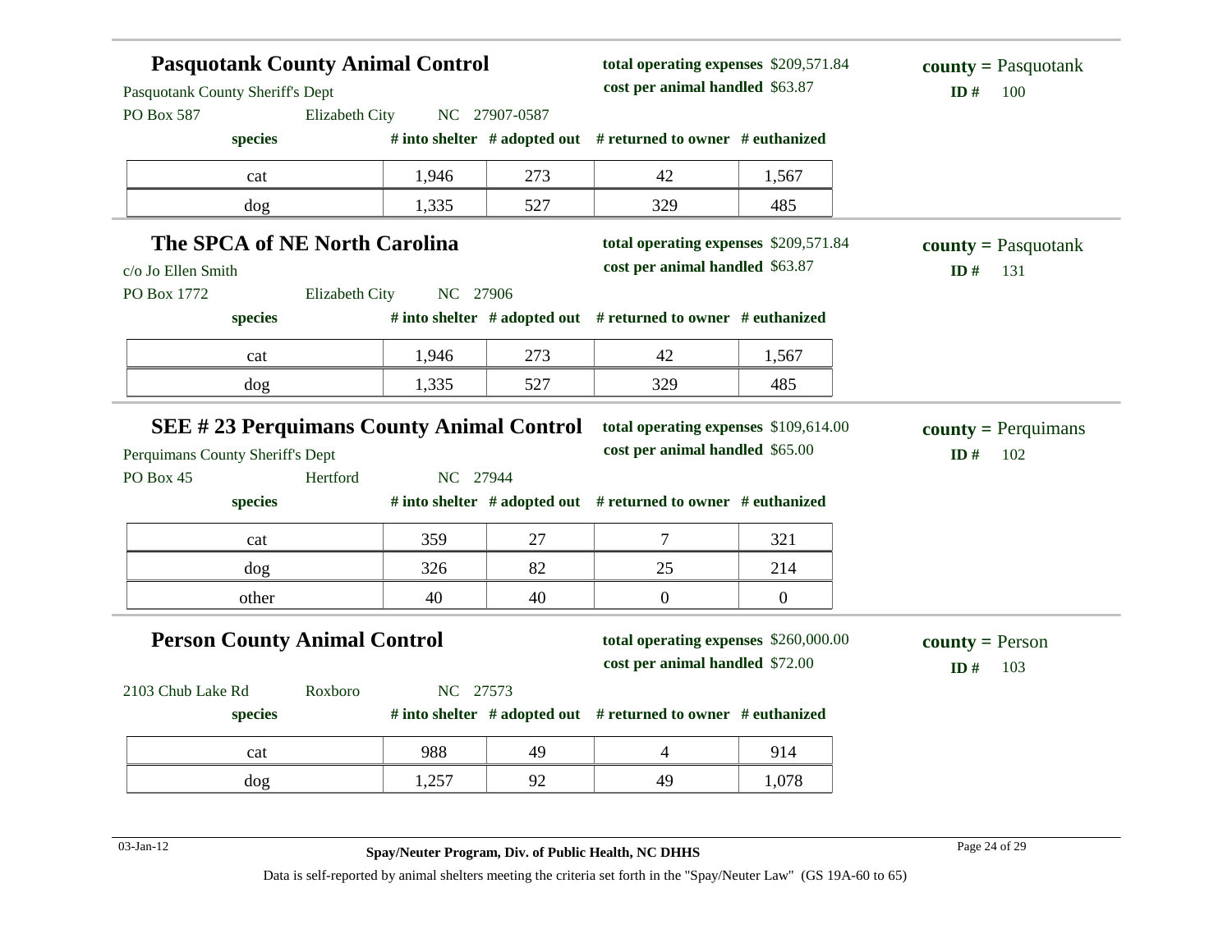## Pasquotank County Animal Control

Pasquotank County Sheriff's Dept
PO Box 587 Elizabeth City NC 27907-0587

**total operating expenses** $209,571.84
**cost per animal handled** $63.87

**county =** Pasquotank
**ID #** 100

| species | # into shelter | # adopted out | # returned to owner | # euthanized |
|---|---|---|---|---|
| cat | 1,946 | 273 | 42 | 1,567 |
| dog | 1,335 | 527 | 329 | 485 |

## The SPCA of NE North Carolina

c/o Jo Ellen Smith
PO Box 1772 Elizabeth City NC 27906

**total operating expenses** $209,571.84
**cost per animal handled** $63.87

**county =** Pasquotank
**ID #** 131

| species | # into shelter | # adopted out | # returned to owner | # euthanized |
|---|---|---|---|---|
| cat | 1,946 | 273 | 42 | 1,567 |
| dog | 1,335 | 527 | 329 | 485 |

## SEE # 23 Perquimans County Animal Control

Perquimans County Sheriff's Dept
PO Box 45 Hertford NC 27944

**total operating expenses** $109,614.00
**cost per animal handled** $65.00

**county =** Perquimans
**ID #** 102

| species | # into shelter | # adopted out | # returned to owner | # euthanized |
|---|---|---|---|---|
| cat | 359 | 27 | 7 | 321 |
| dog | 326 | 82 | 25 | 214 |
| other | 40 | 40 | 0 | 0 |

## Person County Animal Control

2103 Chub Lake Rd Roxboro NC 27573

**total operating expenses** $260,000.00
**cost per animal handled** $72.00

**county =** Person
**ID #** 103

| species | # into shelter | # adopted out | # returned to owner | # euthanized |
|---|---|---|---|---|
| cat | 988 | 49 | 4 | 914 |
| dog | 1,257 | 92 | 49 | 1,078 |

03-Jan-12

**Spay/Neuter Program, Div. of Public Health, NC DHHS**

Data is self-reported by animal shelters meeting the criteria set forth in the "Spay/Neuter Law" (GS 19A-60 to 65)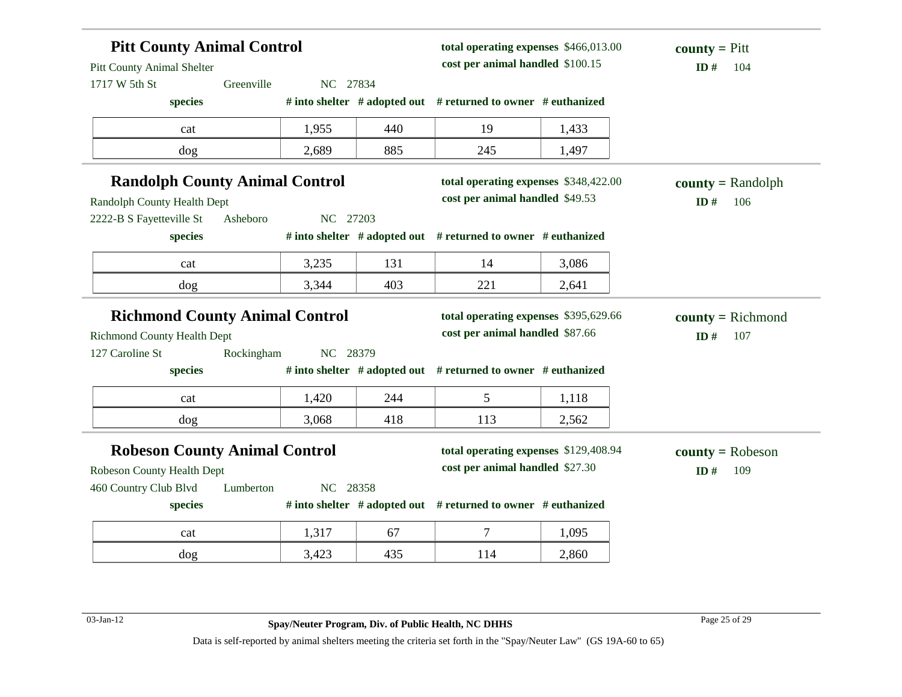## Pitt County Animal Control

Pitt County Animal Shelter
1717 W 5th St    Greenville    NC 27834

**total operating expenses** $466,013.00
**cost per animal handled** $100.15

**county =** Pitt
**ID #** 104

| species | # into shelter | # adopted out | # returned to owner | # euthanized |
|---|---|---|---|---|
| cat | 1,955 | 440 | 19 | 1,433 |
| dog | 2,689 | 885 | 245 | 1,497 |

## Randolph County Animal Control

Randolph County Health Dept
2222-B S Fayetteville St    Asheboro    NC 27203

**total operating expenses** $348,422.00
**cost per animal handled** $49.53

**county =** Randolph
**ID #** 106

| species | # into shelter | # adopted out | # returned to owner | # euthanized |
|---|---|---|---|---|
| cat | 3,235 | 131 | 14 | 3,086 |
| dog | 3,344 | 403 | 221 | 2,641 |

## Richmond County Animal Control

Richmond County Health Dept
127 Caroline St    Rockingham    NC 28379

**total operating expenses** $395,629.66
**cost per animal handled** $87.66

**county =** Richmond
**ID #** 107

| species | # into shelter | # adopted out | # returned to owner | # euthanized |
|---|---|---|---|---|
| cat | 1,420 | 244 | 5 | 1,118 |
| dog | 3,068 | 418 | 113 | 2,562 |

## Robeson County Animal Control

Robeson County Health Dept
460 Country Club Blvd    Lumberton    NC 28358

**total operating expenses** $129,408.94
**cost per animal handled** $27.30

**county =** Robeson
**ID #** 109

| species | # into shelter | # adopted out | # returned to owner | # euthanized |
|---|---|---|---|---|
| cat | 1,317 | 67 | 7 | 1,095 |
| dog | 3,423 | 435 | 114 | 2,860 |

03-Jan-12

**Spay/Neuter Program, Div. of Public Health, NC DHHS**

Data is self-reported by animal shelters meeting the criteria set forth in the "Spay/Neuter Law" (GS 19A-60 to 65)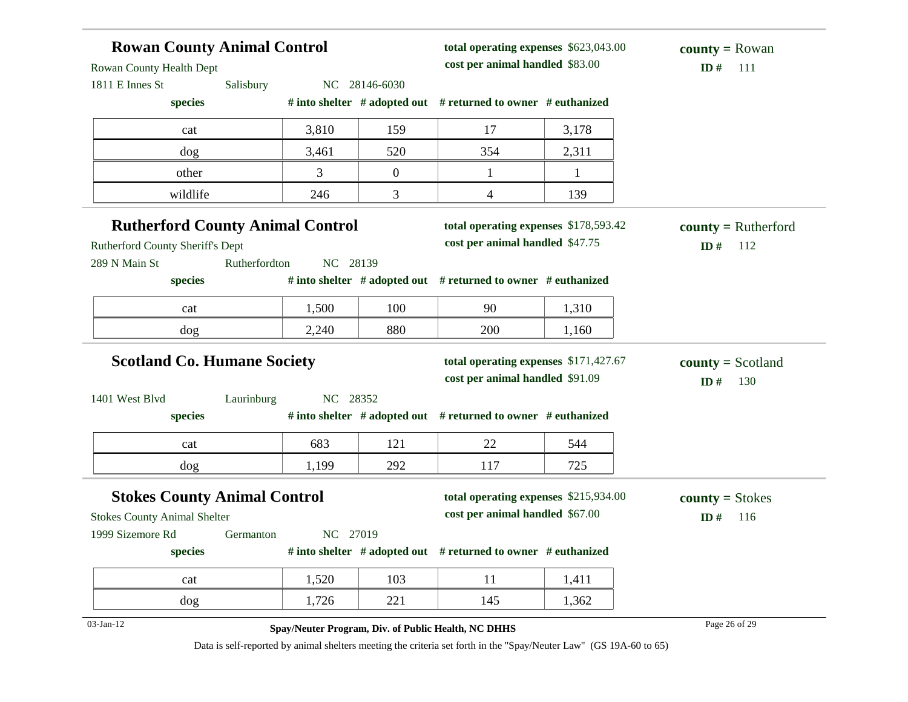## Rowan County Animal Control

Rowan County Health Dept
1811 E Innes St  Salisbury  NC 28146-6030

**total operating expenses** $623,043.00
**cost per animal handled** $83.00

**county =** Rowan
**ID #** 111

| species | # into shelter | # adopted out | # returned to owner | # euthanized |
|---|---|---|---|---|
| cat | 3,810 | 159 | 17 | 3,178 |
| dog | 3,461 | 520 | 354 | 2,311 |
| other | 3 | 0 | 1 | 1 |
| wildlife | 246 | 3 | 4 | 139 |

## Rutherford County Animal Control

Rutherford County Sheriff's Dept
289 N Main St  Rutherfordton  NC 28139

**total operating expenses** $178,593.42
**cost per animal handled** $47.75

**county =** Rutherford
**ID #** 112

| species | # into shelter | # adopted out | # returned to owner | # euthanized |
|---|---|---|---|---|
| cat | 1,500 | 100 | 90 | 1,310 |
| dog | 2,240 | 880 | 200 | 1,160 |

## Scotland Co. Humane Society

1401 West Blvd  Laurinburg  NC 28352

**total operating expenses** $171,427.67
**cost per animal handled** $91.09

**county =** Scotland
**ID #** 130

| species | # into shelter | # adopted out | # returned to owner | # euthanized |
|---|---|---|---|---|
| cat | 683 | 121 | 22 | 544 |
| dog | 1,199 | 292 | 117 | 725 |

## Stokes County Animal Control

Stokes County Animal Shelter
1999 Sizemore Rd  Germanton  NC 27019

**total operating expenses** $215,934.00
**cost per animal handled** $67.00

**county =** Stokes
**ID #** 116

| species | # into shelter | # adopted out | # returned to owner | # euthanized |
|---|---|---|---|---|
| cat | 1,520 | 103 | 11 | 1,411 |
| dog | 1,726 | 221 | 145 | 1,362 |

03-Jan-12

**Spay/Neuter Program, Div. of Public Health, NC DHHS**

Data is self-reported by animal shelters meeting the criteria set forth in the "Spay/Neuter Law" (GS 19A-60 to 65)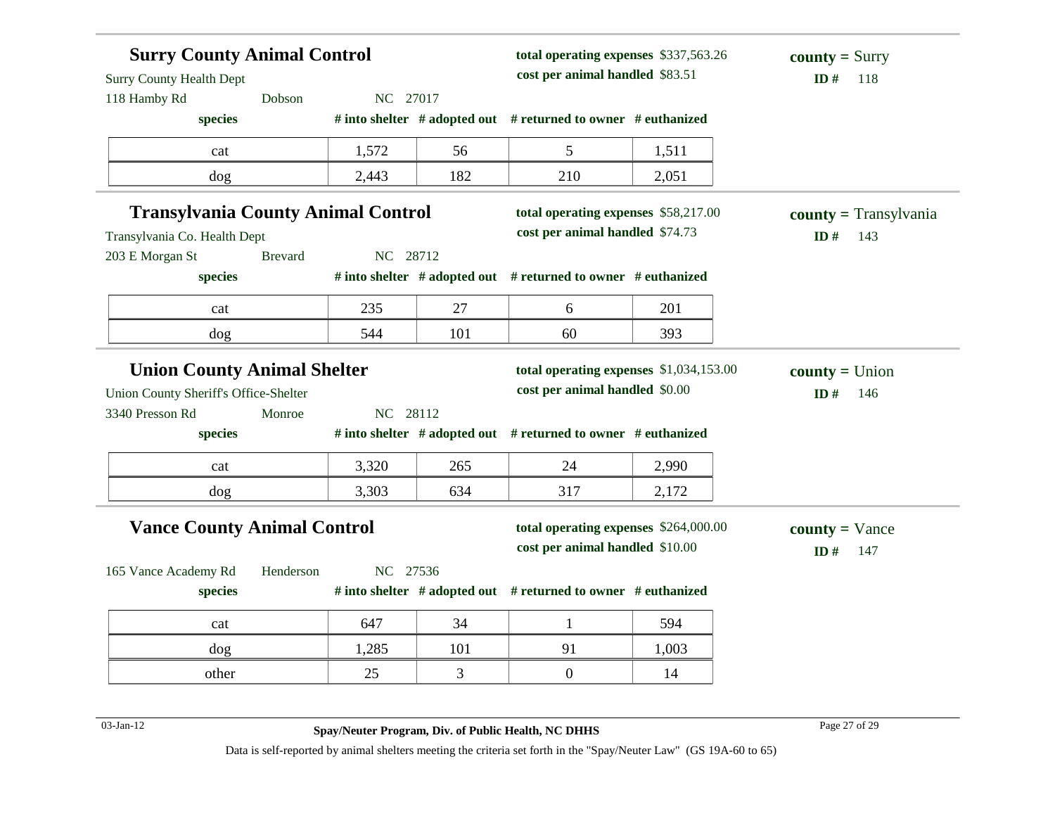## Surry County Animal Control

Surry County Health Dept
118 Hamby Rd Dobson NC 27017

**total operating expenses** $337,563.26
**cost per animal handled** $83.51

**county =** Surry
**ID #** 118

| species | # into shelter | # adopted out | # returned to owner | # euthanized |
|---|---|---|---|---|
| cat | 1,572 | 56 | 5 | 1,511 |
| dog | 2,443 | 182 | 210 | 2,051 |

## Transylvania County Animal Control

Transylvania Co. Health Dept
203 E Morgan St Brevard NC 28712

**total operating expenses** $58,217.00
**cost per animal handled** $74.73

**county =** Transylvania
**ID #** 143

| species | # into shelter | # adopted out | # returned to owner | # euthanized |
|---|---|---|---|---|
| cat | 235 | 27 | 6 | 201 |
| dog | 544 | 101 | 60 | 393 |

## Union County Animal Shelter

Union County Sheriff's Office-Shelter
3340 Presson Rd Monroe NC 28112

**total operating expenses** $1,034,153.00
**cost per animal handled** $0.00

**county =** Union
**ID #** 146

| species | # into shelter | # adopted out | # returned to owner | # euthanized |
|---|---|---|---|---|
| cat | 3,320 | 265 | 24 | 2,990 |
| dog | 3,303 | 634 | 317 | 2,172 |

## Vance County Animal Control

165 Vance Academy Rd Henderson NC 27536

**total operating expenses** $264,000.00
**cost per animal handled** $10.00

**county =** Vance
**ID #** 147

| species | # into shelter | # adopted out | # returned to owner | # euthanized |
|---|---|---|---|---|
| cat | 647 | 34 | 1 | 594 |
| dog | 1,285 | 101 | 91 | 1,003 |
| other | 25 | 3 | 0 | 14 |

03-Jan-12

**Spay/Neuter Program, Div. of Public Health, NC DHHS**

Data is self-reported by animal shelters meeting the criteria set forth in the "Spay/Neuter Law" (GS 19A-60 to 65)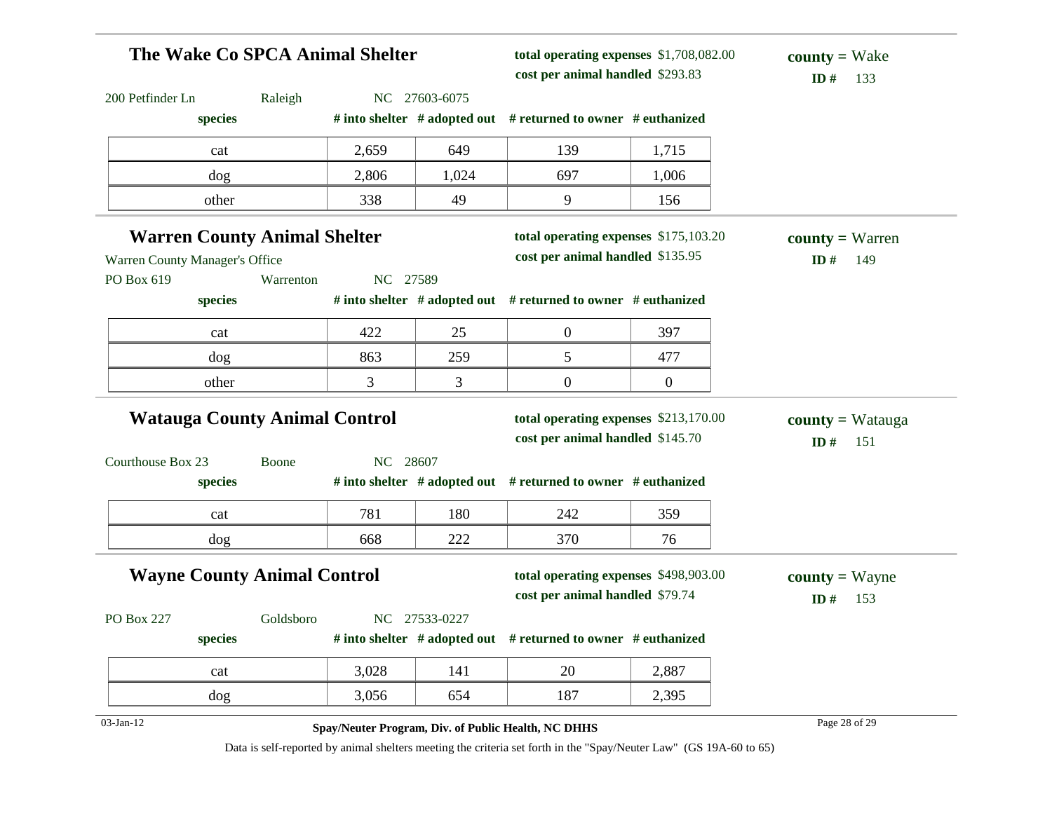## The Wake Co SPCA Animal Shelter

**total operating expenses** $1,708,082.00
**cost per animal handled** $293.83

**county =** Wake
**ID #** 133

200 Petfinder Ln Raleigh NC 27603-6075

| species | # into shelter | # adopted out | # returned to owner | # euthanized |
|---|---|---|---|---|
| cat | 2,659 | 649 | 139 | 1,715 |
| dog | 2,806 | 1,024 | 697 | 1,006 |
| other | 338 | 49 | 9 | 156 |

## Warren County Animal Shelter

**total operating expenses** $175,103.20
**cost per animal handled** $135.95

**county =** Warren
**ID #** 149

Warren County Manager's Office
PO Box 619 Warrenton NC 27589

| species | # into shelter | # adopted out | # returned to owner | # euthanized |
|---|---|---|---|---|
| cat | 422 | 25 | 0 | 397 |
| dog | 863 | 259 | 5 | 477 |
| other | 3 | 3 | 0 | 0 |

## Watauga County Animal Control

**total operating expenses** $213,170.00
**cost per animal handled** $145.70

**county =** Watauga
**ID #** 151

Courthouse Box 23 Boone NC 28607

| species | # into shelter | # adopted out | # returned to owner | # euthanized |
|---|---|---|---|---|
| cat | 781 | 180 | 242 | 359 |
| dog | 668 | 222 | 370 | 76 |

## Wayne County Animal Control

**total operating expenses** $498,903.00
**cost per animal handled** $79.74

**county =** Wayne
**ID #** 153

PO Box 227 Goldsboro NC 27533-0227

| species | # into shelter | # adopted out | # returned to owner | # euthanized |
|---|---|---|---|---|
| cat | 3,028 | 141 | 20 | 2,887 |
| dog | 3,056 | 654 | 187 | 2,395 |

03-Jan-12

**Spay/Neuter Program, Div. of Public Health, NC DHHS**

Data is self-reported by animal shelters meeting the criteria set forth in the "Spay/Neuter Law" (GS 19A-60 to 65)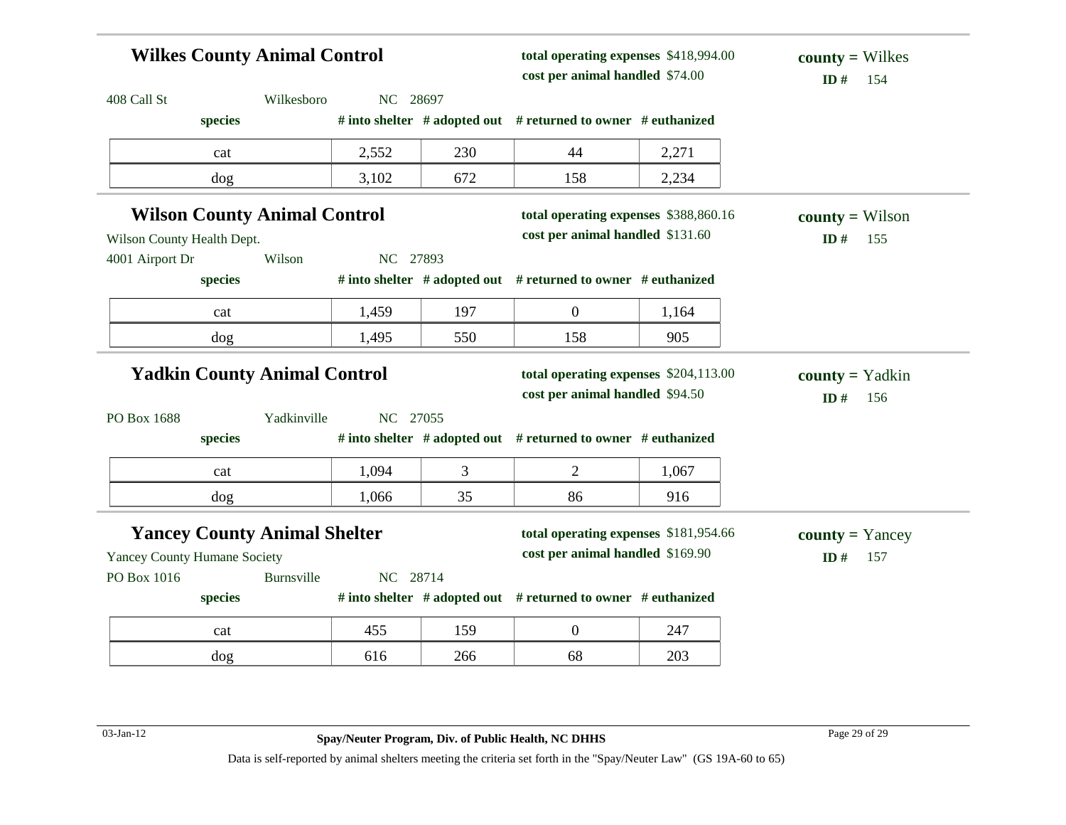## Wilkes County Animal Control

**total operating expenses** $418,994.00
**cost per animal handled** $74.00

**county =** Wilkes
**ID #** 154

408 Call St Wilkesboro NC 28697

| species | # into shelter | # adopted out | # returned to owner | # euthanized |
|---|---|---|---|---|
| cat | 2,552 | 230 | 44 | 2,271 |
| dog | 3,102 | 672 | 158 | 2,234 |

## Wilson County Animal Control

**total operating expenses** $388,860.16
**cost per animal handled** $131.60

**county =** Wilson
**ID #** 155

Wilson County Health Dept.
4001 Airport Dr Wilson NC 27893

| species | # into shelter | # adopted out | # returned to owner | # euthanized |
|---|---|---|---|---|
| cat | 1,459 | 197 | 0 | 1,164 |
| dog | 1,495 | 550 | 158 | 905 |

## Yadkin County Animal Control

**total operating expenses** $204,113.00
**cost per animal handled** $94.50

**county =** Yadkin
**ID #** 156

PO Box 1688 Yadkinville NC 27055

| species | # into shelter | # adopted out | # returned to owner | # euthanized |
|---|---|---|---|---|
| cat | 1,094 | 3 | 2 | 1,067 |
| dog | 1,066 | 35 | 86 | 916 |

## Yancey County Animal Shelter

**total operating expenses** $181,954.66
**cost per animal handled** $169.90

**county =** Yancey
**ID #** 157

Yancey County Humane Society
PO Box 1016 Burnsville NC 28714

| species | # into shelter | # adopted out | # returned to owner | # euthanized |
|---|---|---|---|---|
| cat | 455 | 159 | 0 | 247 |
| dog | 616 | 266 | 68 | 203 |

03-Jan-12

**Spay/Neuter Program, Div. of Public Health, NC DHHS**

Data is self-reported by animal shelters meeting the criteria set forth in the "Spay/Neuter Law" (GS 19A-60 to 65)